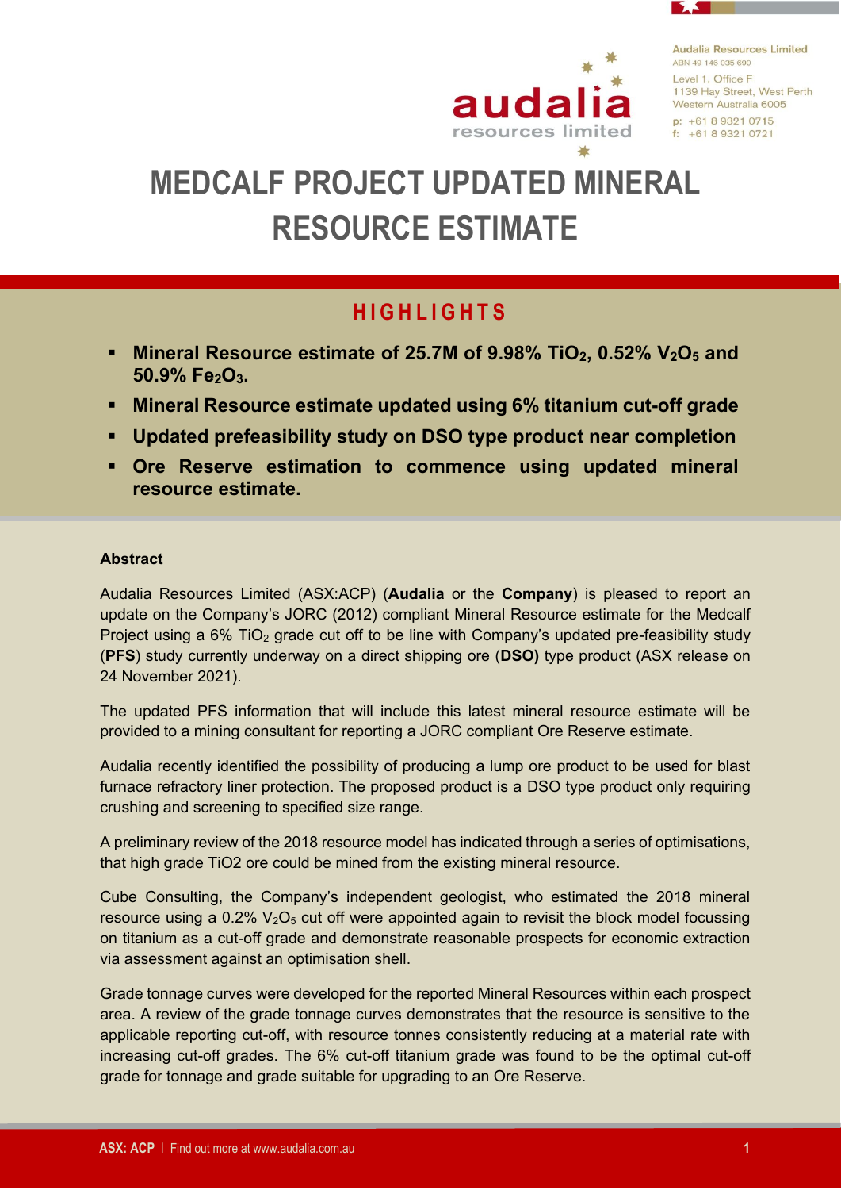Audalia Resources Limited
ABN 49 146 035 690
Level 1, Office F
1139 Hay Street, West Perth
Western Australia 6005
p: +61 8 9321 0715
f: +61 8 9321 0721

# MEDCALF PROJECT UPDATED MINERAL RESOURCE ESTIMATE

## HIGHLIGHTS

- **Mineral Resource estimate of 25.7M of 9.98% $TiO_2$, 0.52% $V_2O_5$ and 50.9% $Fe_2O_3$.**
- **Mineral Resource estimate updated using 6% titanium cut-off grade**
- **Updated prefeasibility study on DSO type product near completion**
- **Ore Reserve estimation to commence using updated mineral resource estimate.**

**Abstract**

Audalia Resources Limited (ASX:ACP) (**Audalia** or the **Company**) is pleased to report an update on the Company's JORC (2012) compliant Mineral Resource estimate for the Medcalf Project using a 6% $TiO_2$ grade cut off to be line with Company's updated pre-feasibility study (**PFS**) study currently underway on a direct shipping ore (**DSO)** type product (ASX release on 24 November 2021).

The updated PFS information that will include this latest mineral resource estimate will be provided to a mining consultant for reporting a JORC compliant Ore Reserve estimate.

Audalia recently identified the possibility of producing a lump ore product to be used for blast furnace refractory liner protection. The proposed product is a DSO type product only requiring crushing and screening to specified size range.

A preliminary review of the 2018 resource model has indicated through a series of optimisations, that high grade TiO2 ore could be mined from the existing mineral resource.

Cube Consulting, the Company's independent geologist, who estimated the 2018 mineral resource using a 0.2% $V_2O_5$ cut off were appointed again to revisit the block model focussing on titanium as a cut-off grade and demonstrate reasonable prospects for economic extraction via assessment against an optimisation shell.

Grade tonnage curves were developed for the reported Mineral Resources within each prospect area. A review of the grade tonnage curves demonstrates that the resource is sensitive to the applicable reporting cut-off, with resource tonnes consistently reducing at a material rate with increasing cut-off grades. The 6% cut-off titanium grade was found to be the optimal cut-off grade for tonnage and grade suitable for upgrading to an Ore Reserve.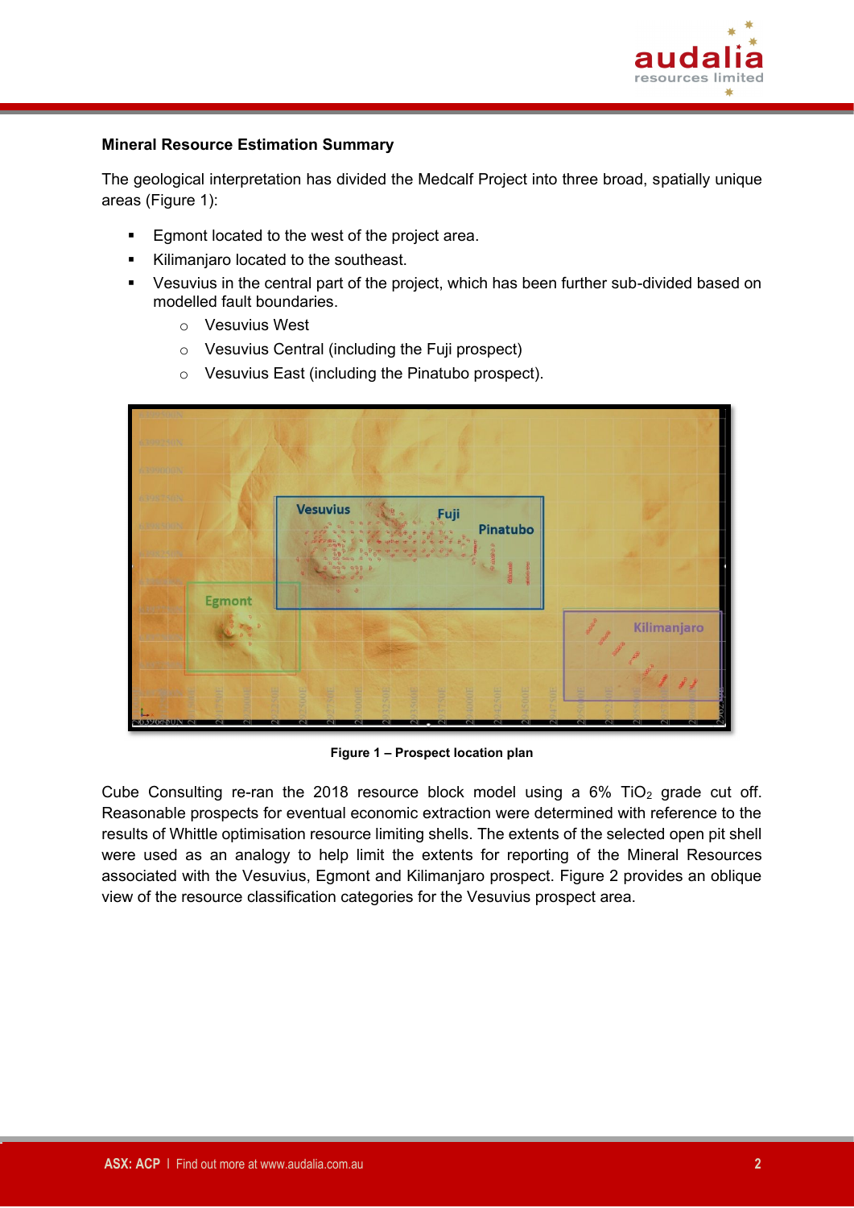**Mineral Resource Estimation Summary**

The geological interpretation has divided the Medcalf Project into three broad, spatially unique areas (Figure 1):

- Egmont located to the west of the project area.
- Kilimanjaro located to the southeast.
- Vesuvius in the central part of the project, which has been further sub-divided based on modelled fault boundaries.
  - Vesuvius West
  - Vesuvius Central (including the Fuji prospect)
  - Vesuvius East (including the Pinatubo prospect).

**Figure 1 – Prospect location plan**

Cube Consulting re-ran the 2018 resource block model using a 6% $TiO_2$ grade cut off. Reasonable prospects for eventual economic extraction were determined with reference to the results of Whittle optimisation resource limiting shells. The extents of the selected open pit shell were used as an analogy to help limit the extents for reporting of the Mineral Resources associated with the Vesuvius, Egmont and Kilimanjaro prospect. Figure 2 provides an oblique view of the resource classification categories for the Vesuvius prospect area.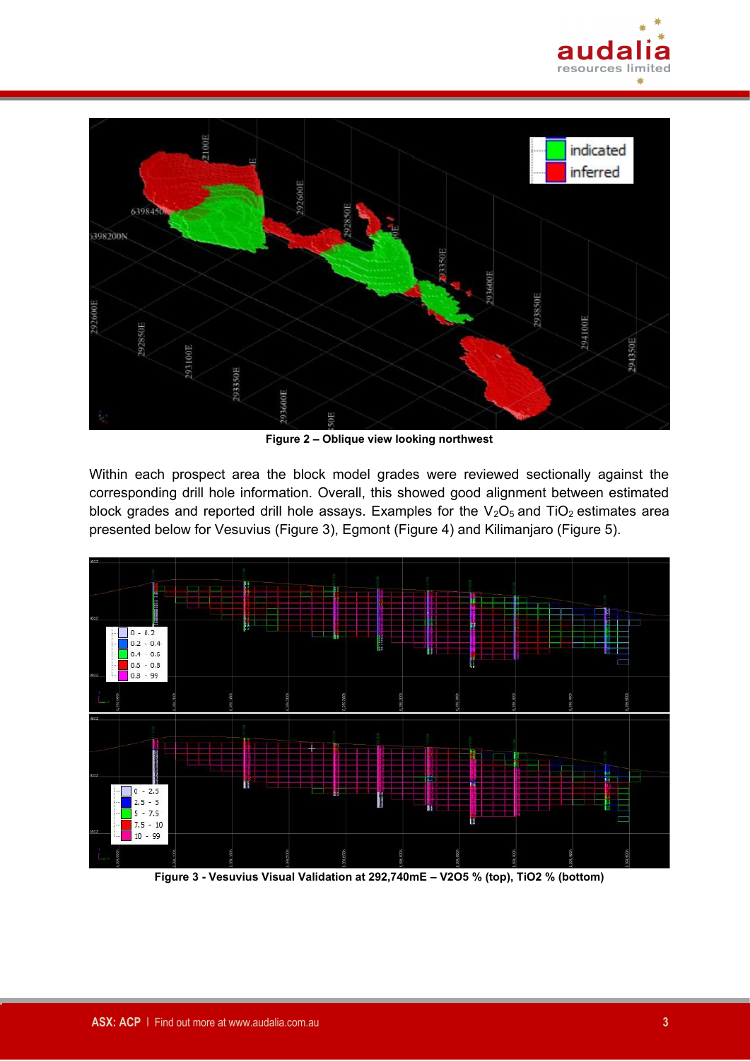Figure 2 – Oblique view looking northwest

Within each prospect area the block model grades were reviewed sectionally against the corresponding drill hole information. Overall, this showed good alignment between estimated block grades and reported drill hole assays. Examples for the $V_2O_5$ and $TiO_2$ estimates area presented below for Vesuvius (Figure 3), Egmont (Figure 4) and Kilimanjaro (Figure 5).

Figure 3 - Vesuvius Visual Validation at 292,740mE – V2O5 % (top), TiO2 % (bottom)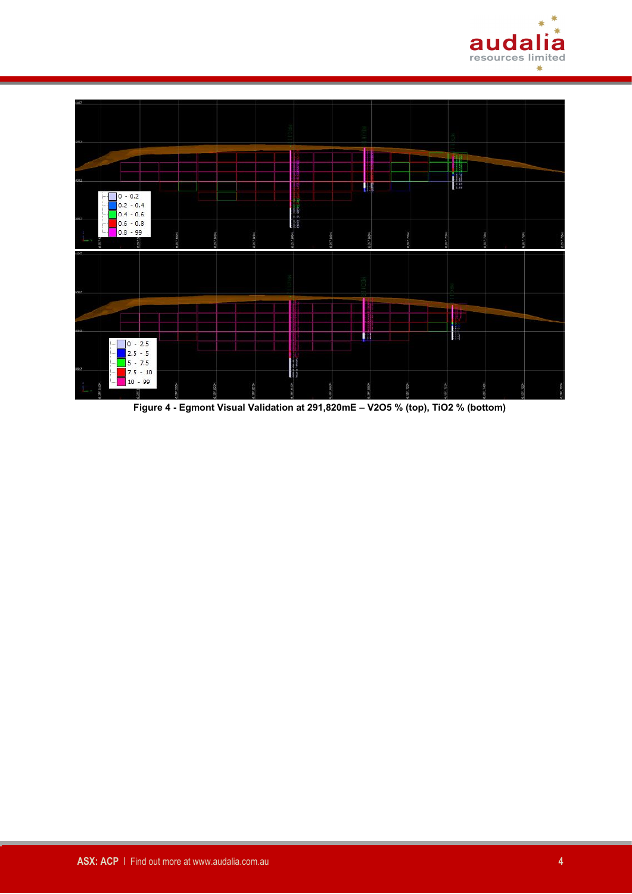Figure 4 - Egmont Visual Validation at 291,820mE – $V_2O_5$ % (top), $TiO_2$ % (bottom)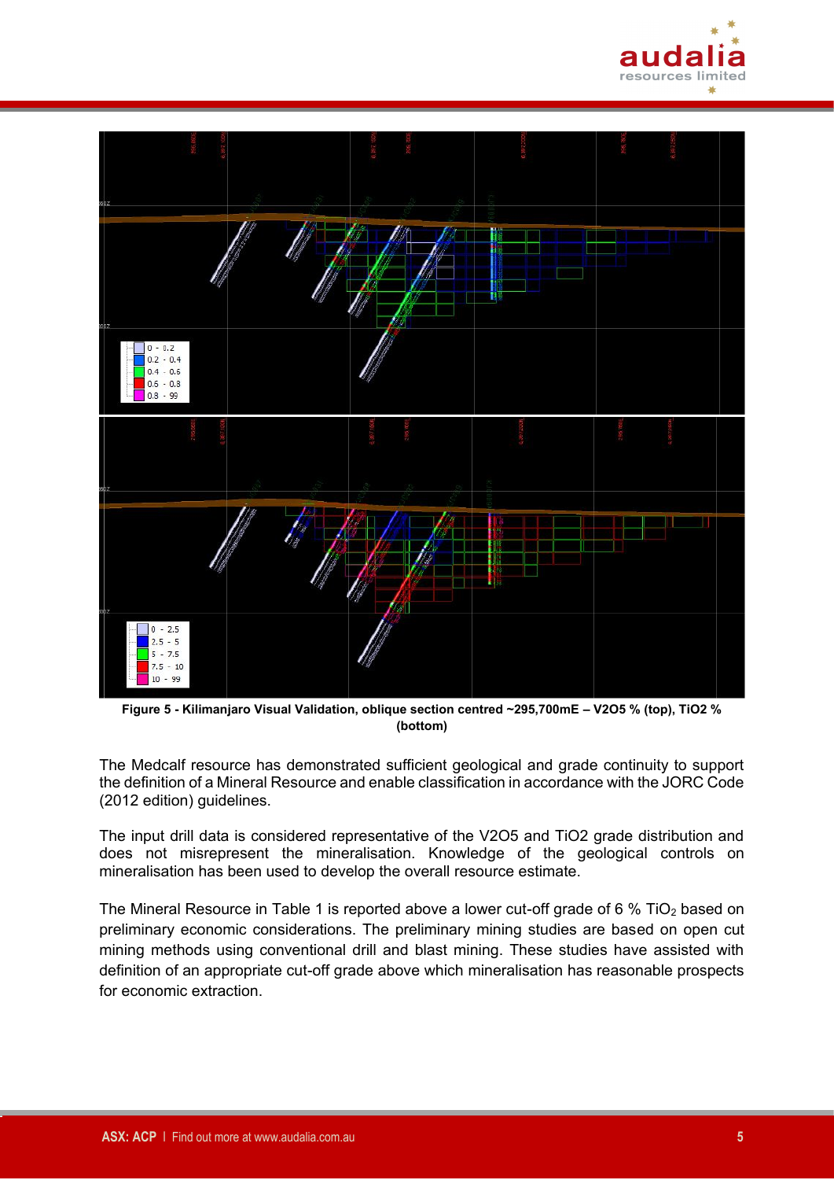**Figure 5 - Kilimanjaro Visual Validation, oblique section centred ~295,700mE – V2O5 % (top), TiO2 % (bottom)**

The Medcalf resource has demonstrated sufficient geological and grade continuity to support the definition of a Mineral Resource and enable classification in accordance with the JORC Code (2012 edition) guidelines.

The input drill data is considered representative of the V2O5 and TiO2 grade distribution and does not misrepresent the mineralisation. Knowledge of the geological controls on mineralisation has been used to develop the overall resource estimate.

The Mineral Resource in Table 1 is reported above a lower cut-off grade of 6 % $TiO_2$ based on preliminary economic considerations. The preliminary mining studies are based on open cut mining methods using conventional drill and blast mining. These studies have assisted with definition of an appropriate cut-off grade above which mineralisation has reasonable prospects for economic extraction.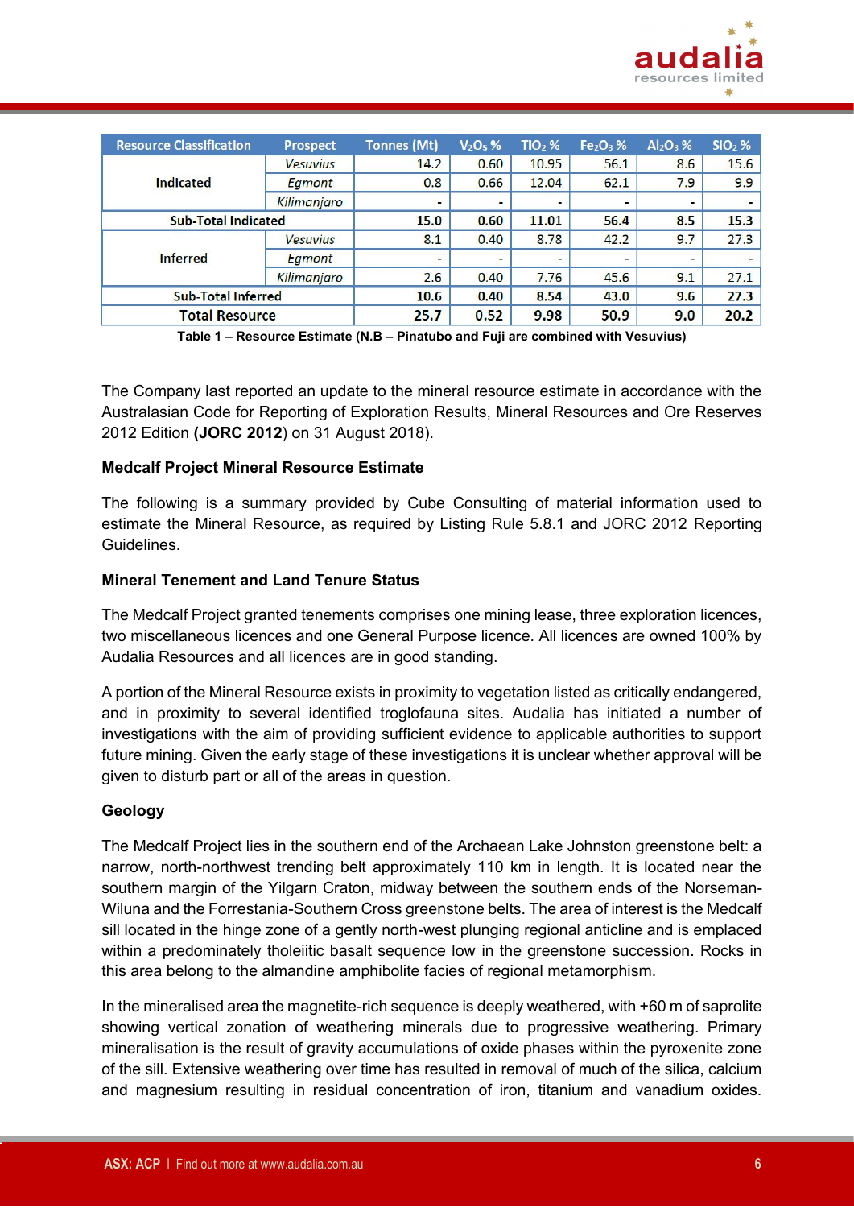| Resource Classification | Prospect | Tonnes (Mt) | $V_2O_5$ % | $TiO_2$ % | $Fe_2O_3$ % | $Al_2O_3$ % | $SiO_2$ % |
|---|---|---|---|---|---|---|---|
| Indicated | *Vesuvius* | 14.2 | 0.60 | 10.95 | 56.1 | 8.6 | 15.6 |
| | *Egmont* | 0.8 | 0.66 | 12.04 | 62.1 | 7.9 | 9.9 |
| | *Kilimanjaro* | - | - | - | - | - | - |
| **Sub-Total Indicated** | | **15.0** | **0.60** | **11.01** | **56.4** | **8.5** | **15.3** |
| Inferred | *Vesuvius* | 8.1 | 0.40 | 8.78 | 42.2 | 9.7 | 27.3 |
| | *Egmont* | - | - | - | - | - | - |
| | *Kilimanjaro* | 2.6 | 0.40 | 7.76 | 45.6 | 9.1 | 27.1 |
| **Sub-Total Inferred** | | **10.6** | **0.40** | **8.54** | **43.0** | **9.6** | **27.3** |
| **Total Resource** | | **25.7** | **0.52** | **9.98** | **50.9** | **9.0** | **20.2** |

**Table 1 – Resource Estimate (N.B – Pinatubo and Fuji are combined with Vesuvius)**

The Company last reported an update to the mineral resource estimate in accordance with the Australasian Code for Reporting of Exploration Results, Mineral Resources and Ore Reserves 2012 Edition **(JORC 2012**) on 31 August 2018).

**Medcalf Project Mineral Resource Estimate**

The following is a summary provided by Cube Consulting of material information used to estimate the Mineral Resource, as required by Listing Rule 5.8.1 and JORC 2012 Reporting Guidelines.

**Mineral Tenement and Land Tenure Status**

The Medcalf Project granted tenements comprises one mining lease, three exploration licences, two miscellaneous licences and one General Purpose licence. All licences are owned 100% by Audalia Resources and all licences are in good standing.

A portion of the Mineral Resource exists in proximity to vegetation listed as critically endangered, and in proximity to several identified troglofauna sites. Audalia has initiated a number of investigations with the aim of providing sufficient evidence to applicable authorities to support future mining. Given the early stage of these investigations it is unclear whether approval will be given to disturb part or all of the areas in question.

**Geology**

The Medcalf Project lies in the southern end of the Archaean Lake Johnston greenstone belt: a narrow, north-northwest trending belt approximately 110 km in length. It is located near the southern margin of the Yilgarn Craton, midway between the southern ends of the Norseman-Wiluna and the Forrestania-Southern Cross greenstone belts. The area of interest is the Medcalf sill located in the hinge zone of a gently north-west plunging regional anticline and is emplaced within a predominately tholeiitic basalt sequence low in the greenstone succession. Rocks in this area belong to the almandine amphibolite facies of regional metamorphism.

In the mineralised area the magnetite-rich sequence is deeply weathered, with +60 m of saprolite showing vertical zonation of weathering minerals due to progressive weathering. Primary mineralisation is the result of gravity accumulations of oxide phases within the pyroxenite zone of the sill. Extensive weathering over time has resulted in removal of much of the silica, calcium and magnesium resulting in residual concentration of iron, titanium and vanadium oxides.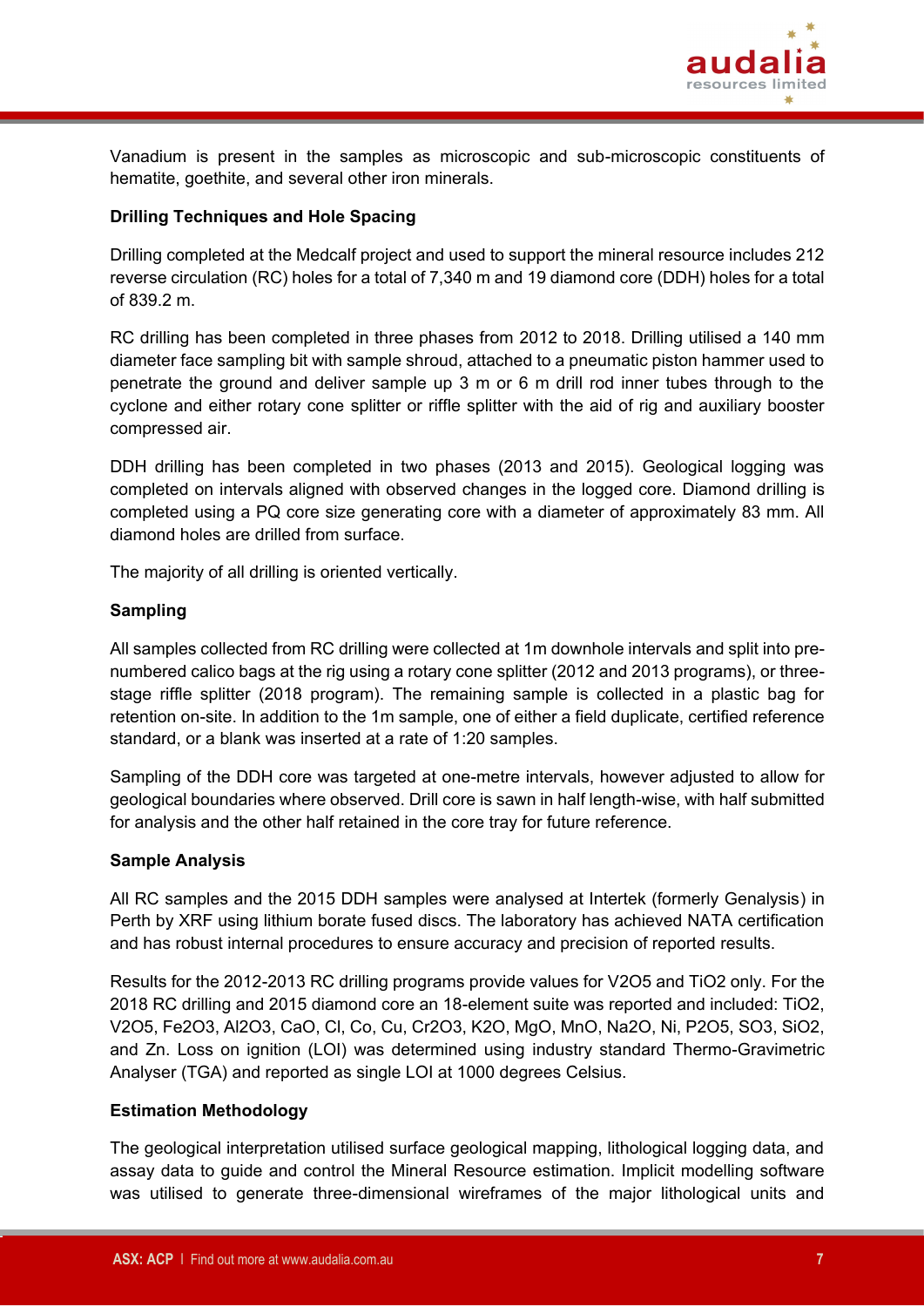Vanadium is present in the samples as microscopic and sub-microscopic constituents of hematite, goethite, and several other iron minerals.

**Drilling Techniques and Hole Spacing**

Drilling completed at the Medcalf project and used to support the mineral resource includes 212 reverse circulation (RC) holes for a total of 7,340 m and 19 diamond core (DDH) holes for a total of 839.2 m.

RC drilling has been completed in three phases from 2012 to 2018. Drilling utilised a 140 mm diameter face sampling bit with sample shroud, attached to a pneumatic piston hammer used to penetrate the ground and deliver sample up 3 m or 6 m drill rod inner tubes through to the cyclone and either rotary cone splitter or riffle splitter with the aid of rig and auxiliary booster compressed air.

DDH drilling has been completed in two phases (2013 and 2015). Geological logging was completed on intervals aligned with observed changes in the logged core. Diamond drilling is completed using a PQ core size generating core with a diameter of approximately 83 mm. All diamond holes are drilled from surface.

The majority of all drilling is oriented vertically.

**Sampling**

All samples collected from RC drilling were collected at 1m downhole intervals and split into pre-numbered calico bags at the rig using a rotary cone splitter (2012 and 2013 programs), or three-stage riffle splitter (2018 program). The remaining sample is collected in a plastic bag for retention on-site. In addition to the 1m sample, one of either a field duplicate, certified reference standard, or a blank was inserted at a rate of 1:20 samples.

Sampling of the DDH core was targeted at one-metre intervals, however adjusted to allow for geological boundaries where observed. Drill core is sawn in half length-wise, with half submitted for analysis and the other half retained in the core tray for future reference.

**Sample Analysis**

All RC samples and the 2015 DDH samples were analysed at Intertek (formerly Genalysis) in Perth by XRF using lithium borate fused discs. The laboratory has achieved NATA certification and has robust internal procedures to ensure accuracy and precision of reported results.

Results for the 2012-2013 RC drilling programs provide values for $V_2O_5$ and $TiO_2$ only. For the 2018 RC drilling and 2015 diamond core an 18-element suite was reported and included: $TiO_2$, $V_2O_5$, $Fe_2O_3$, $Al_2O_3$, CaO, Cl, Co, Cu, $Cr_2O_3$, $K_2O$, MgO, MnO, $Na_2O$, Ni, $P_2O_5$, $SO_3$, $SiO_2$, and Zn. Loss on ignition (LOI) was determined using industry standard Thermo-Gravimetric Analyser (TGA) and reported as single LOI at 1000 degrees Celsius.

**Estimation Methodology**

The geological interpretation utilised surface geological mapping, lithological logging data, and assay data to guide and control the Mineral Resource estimation. Implicit modelling software was utilised to generate three-dimensional wireframes of the major lithological units and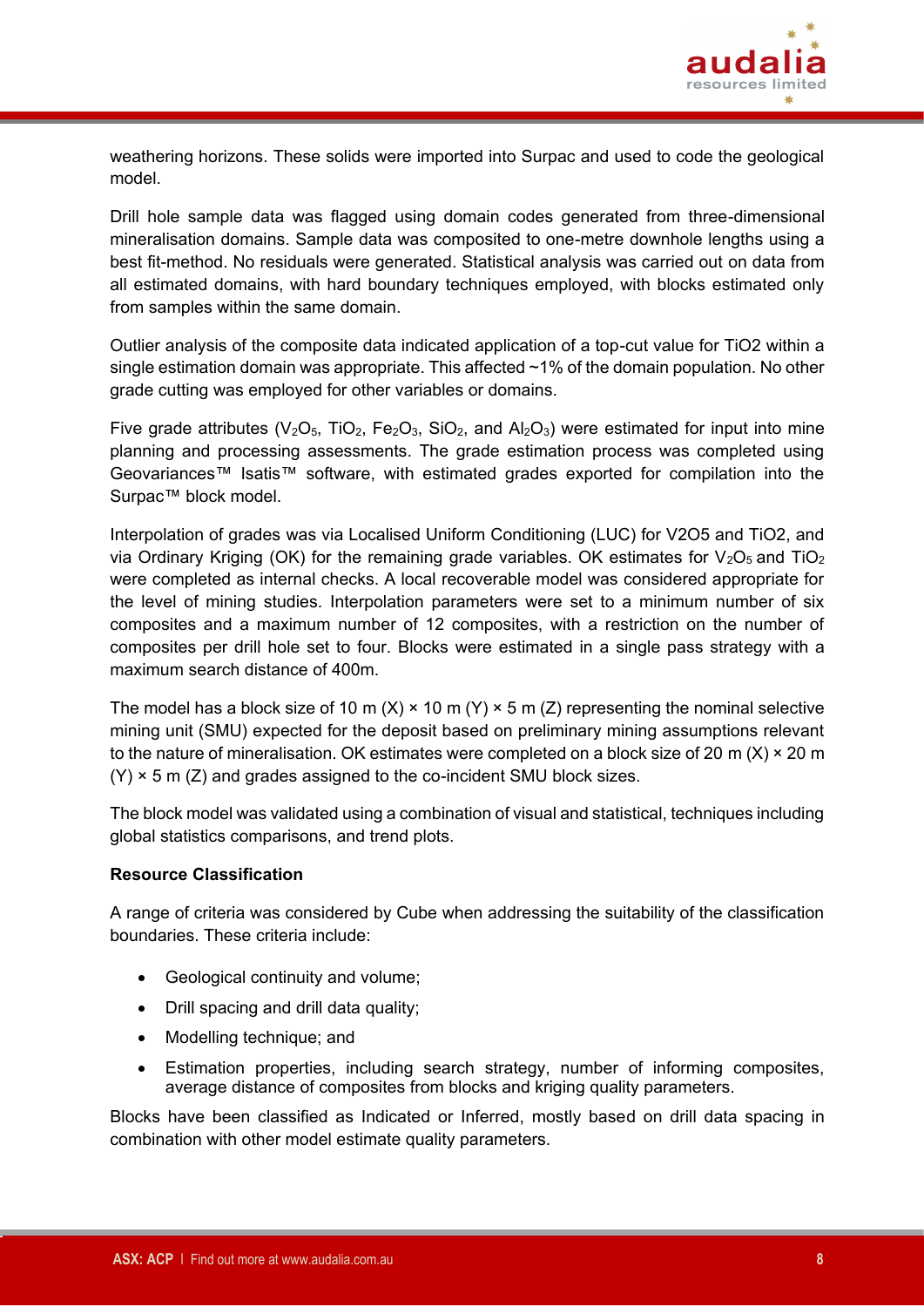weathering horizons. These solids were imported into Surpac and used to code the geological model.

Drill hole sample data was flagged using domain codes generated from three-dimensional mineralisation domains. Sample data was composited to one-metre downhole lengths using a best fit-method. No residuals were generated. Statistical analysis was carried out on data from all estimated domains, with hard boundary techniques employed, with blocks estimated only from samples within the same domain.

Outlier analysis of the composite data indicated application of a top-cut value for TiO2 within a single estimation domain was appropriate. This affected ~1% of the domain population. No other grade cutting was employed for other variables or domains.

Five grade attributes ($V_2O_5$, $TiO_2$, $Fe_2O_3$, $SiO_2$, and $Al_2O_3$) were estimated for input into mine planning and processing assessments. The grade estimation process was completed using Geovariances™ Isatis™ software, with estimated grades exported for compilation into the Surpac™ block model.

Interpolation of grades was via Localised Uniform Conditioning (LUC) for V2O5 and TiO2, and via Ordinary Kriging (OK) for the remaining grade variables. OK estimates for $V_2O_5$ and $TiO_2$ were completed as internal checks. A local recoverable model was considered appropriate for the level of mining studies. Interpolation parameters were set to a minimum number of six composites and a maximum number of 12 composites, with a restriction on the number of composites per drill hole set to four. Blocks were estimated in a single pass strategy with a maximum search distance of 400m.

The model has a block size of 10 m (X) × 10 m (Y) × 5 m (Z) representing the nominal selective mining unit (SMU) expected for the deposit based on preliminary mining assumptions relevant to the nature of mineralisation. OK estimates were completed on a block size of 20 m (X) × 20 m (Y) × 5 m (Z) and grades assigned to the co-incident SMU block sizes.

The block model was validated using a combination of visual and statistical, techniques including global statistics comparisons, and trend plots.

**Resource Classification**

A range of criteria was considered by Cube when addressing the suitability of the classification boundaries. These criteria include:

- Geological continuity and volume;
- Drill spacing and drill data quality;
- Modelling technique; and
- Estimation properties, including search strategy, number of informing composites, average distance of composites from blocks and kriging quality parameters.

Blocks have been classified as Indicated or Inferred, mostly based on drill data spacing in combination with other model estimate quality parameters.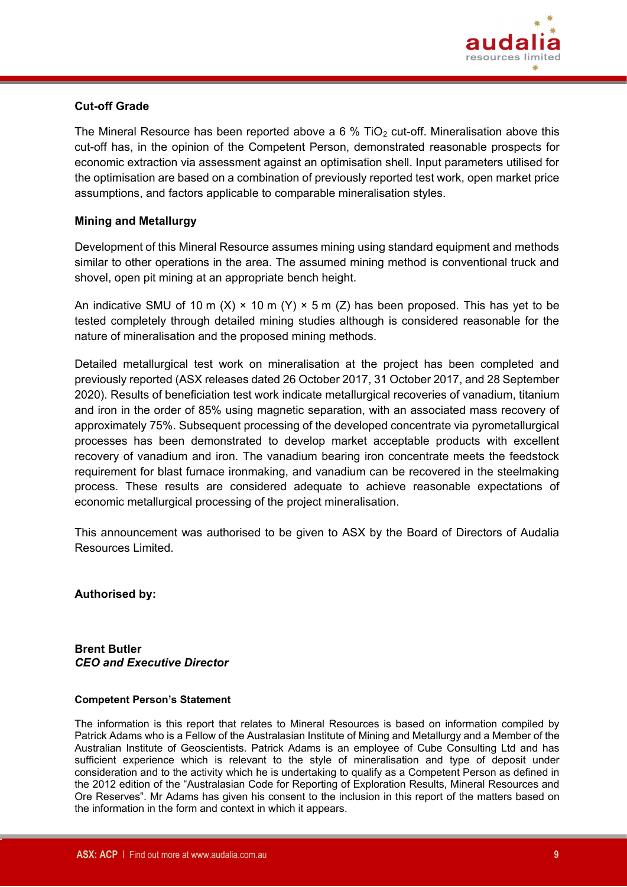**Cut-off Grade**

The Mineral Resource has been reported above a 6 % $TiO_2$ cut-off. Mineralisation above this cut-off has, in the opinion of the Competent Person, demonstrated reasonable prospects for economic extraction via assessment against an optimisation shell. Input parameters utilised for the optimisation are based on a combination of previously reported test work, open market price assumptions, and factors applicable to comparable mineralisation styles.

**Mining and Metallurgy**

Development of this Mineral Resource assumes mining using standard equipment and methods similar to other operations in the area. The assumed mining method is conventional truck and shovel, open pit mining at an appropriate bench height.

An indicative SMU of 10 m (X) × 10 m (Y) × 5 m (Z) has been proposed. This has yet to be tested completely through detailed mining studies although is considered reasonable for the nature of mineralisation and the proposed mining methods.

Detailed metallurgical test work on mineralisation at the project has been completed and previously reported (ASX releases dated 26 October 2017, 31 October 2017, and 28 September 2020). Results of beneficiation test work indicate metallurgical recoveries of vanadium, titanium and iron in the order of 85% using magnetic separation, with an associated mass recovery of approximately 75%. Subsequent processing of the developed concentrate via pyrometallurgical processes has been demonstrated to develop market acceptable products with excellent recovery of vanadium and iron. The vanadium bearing iron concentrate meets the feedstock requirement for blast furnace ironmaking, and vanadium can be recovered in the steelmaking process. These results are considered adequate to achieve reasonable expectations of economic metallurgical processing of the project mineralisation.

This announcement was authorised to be given to ASX by the Board of Directors of Audalia Resources Limited.

**Authorised by:**

**Brent Butler**
***CEO and Executive Director***

**Competent Person's Statement**

The information is this report that relates to Mineral Resources is based on information compiled by Patrick Adams who is a Fellow of the Australasian Institute of Mining and Metallurgy and a Member of the Australian Institute of Geoscientists. Patrick Adams is an employee of Cube Consulting Ltd and has sufficient experience which is relevant to the style of mineralisation and type of deposit under consideration and to the activity which he is undertaking to qualify as a Competent Person as defined in the 2012 edition of the "Australasian Code for Reporting of Exploration Results, Mineral Resources and Ore Reserves". Mr Adams has given his consent to the inclusion in this report of the matters based on the information in the form and context in which it appears.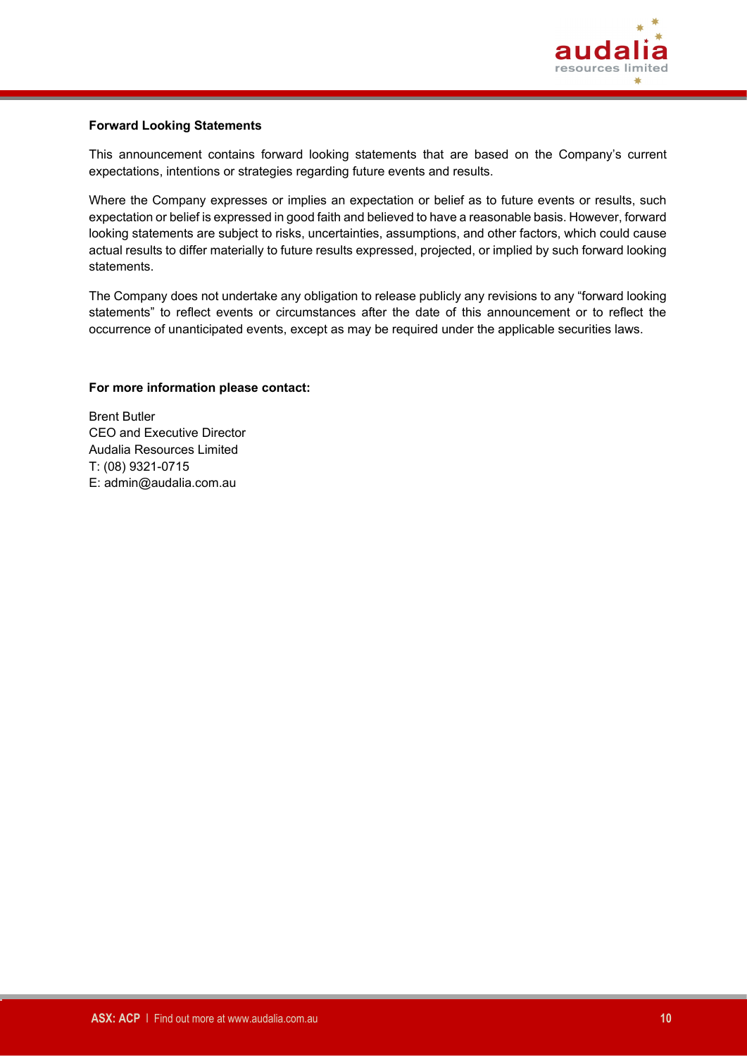**Forward Looking Statements**

This announcement contains forward looking statements that are based on the Company's current expectations, intentions or strategies regarding future events and results.

Where the Company expresses or implies an expectation or belief as to future events or results, such expectation or belief is expressed in good faith and believed to have a reasonable basis. However, forward looking statements are subject to risks, uncertainties, assumptions, and other factors, which could cause actual results to differ materially to future results expressed, projected, or implied by such forward looking statements.

The Company does not undertake any obligation to release publicly any revisions to any "forward looking statements" to reflect events or circumstances after the date of this announcement or to reflect the occurrence of unanticipated events, except as may be required under the applicable securities laws.

**For more information please contact:**

Brent Butler
CEO and Executive Director
Audalia Resources Limited
T: (08) 9321-0715
E: admin@audalia.com.au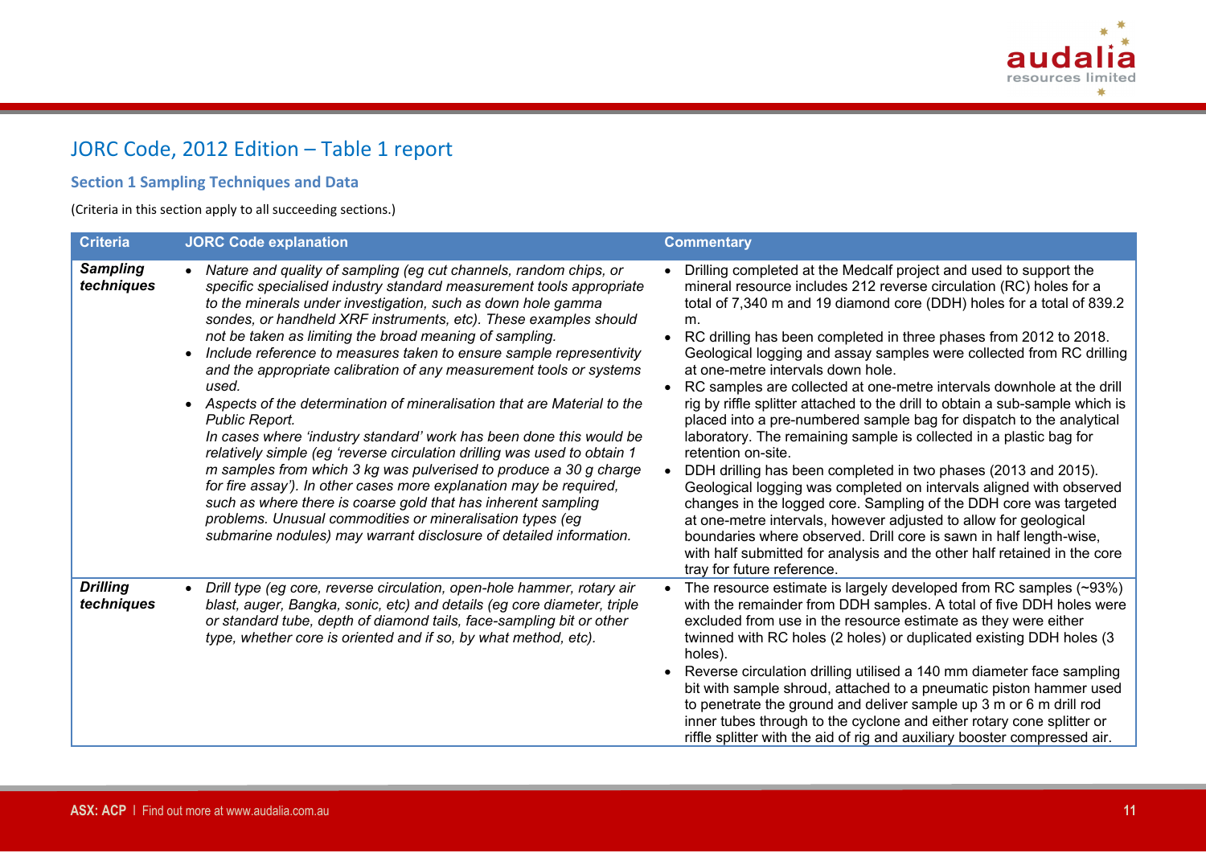# JORC Code, 2012 Edition – Table 1 report

## Section 1 Sampling Techniques and Data

(Criteria in this section apply to all succeeding sections.)

| Criteria | JORC Code explanation | Commentary |
|---|---|---|
| ***Sampling techniques*** | • *Nature and quality of sampling (eg cut channels, random chips, or specific specialised industry standard measurement tools appropriate to the minerals under investigation, such as down hole gamma sondes, or handheld XRF instruments, etc). These examples should not be taken as limiting the broad meaning of sampling.*<br>• *Include reference to measures taken to ensure sample representivity and the appropriate calibration of any measurement tools or systems used.*<br>• *Aspects of the determination of mineralisation that are Material to the Public Report.*<br>*In cases where 'industry standard' work has been done this would be relatively simple (eg 'reverse circulation drilling was used to obtain 1 m samples from which 3 kg was pulverised to produce a 30 g charge for fire assay'). In other cases more explanation may be required, such as where there is coarse gold that has inherent sampling problems. Unusual commodities or mineralisation types (eg submarine nodules) may warrant disclosure of detailed information.* | • Drilling completed at the Medcalf project and used to support the mineral resource includes 212 reverse circulation (RC) holes for a total of 7,340 m and 19 diamond core (DDH) holes for a total of 839.2 m.<br>• RC drilling has been completed in three phases from 2012 to 2018. Geological logging and assay samples were collected from RC drilling at one-metre intervals down hole.<br>• RC samples are collected at one-metre intervals downhole at the drill rig by riffle splitter attached to the drill to obtain a sub-sample which is placed into a pre-numbered sample bag for dispatch to the analytical laboratory. The remaining sample is collected in a plastic bag for retention on-site.<br>• DDH drilling has been completed in two phases (2013 and 2015). Geological logging was completed on intervals aligned with observed changes in the logged core. Sampling of the DDH core was targeted at one-metre intervals, however adjusted to allow for geological boundaries where observed. Drill core is sawn in half length-wise, with half submitted for analysis and the other half retained in the core tray for future reference. |
| ***Drilling techniques*** | • *Drill type (eg core, reverse circulation, open-hole hammer, rotary air blast, auger, Bangka, sonic, etc) and details (eg core diameter, triple or standard tube, depth of diamond tails, face-sampling bit or other type, whether core is oriented and if so, by what method, etc).* | • The resource estimate is largely developed from RC samples (~93%) with the remainder from DDH samples. A total of five DDH holes were excluded from use in the resource estimate as they were either twinned with RC holes (2 holes) or duplicated existing DDH holes (3 holes).<br>• Reverse circulation drilling utilised a 140 mm diameter face sampling bit with sample shroud, attached to a pneumatic piston hammer used to penetrate the ground and deliver sample up 3 m or 6 m drill rod inner tubes through to the cyclone and either rotary cone splitter or riffle splitter with the aid of rig and auxiliary booster compressed air. |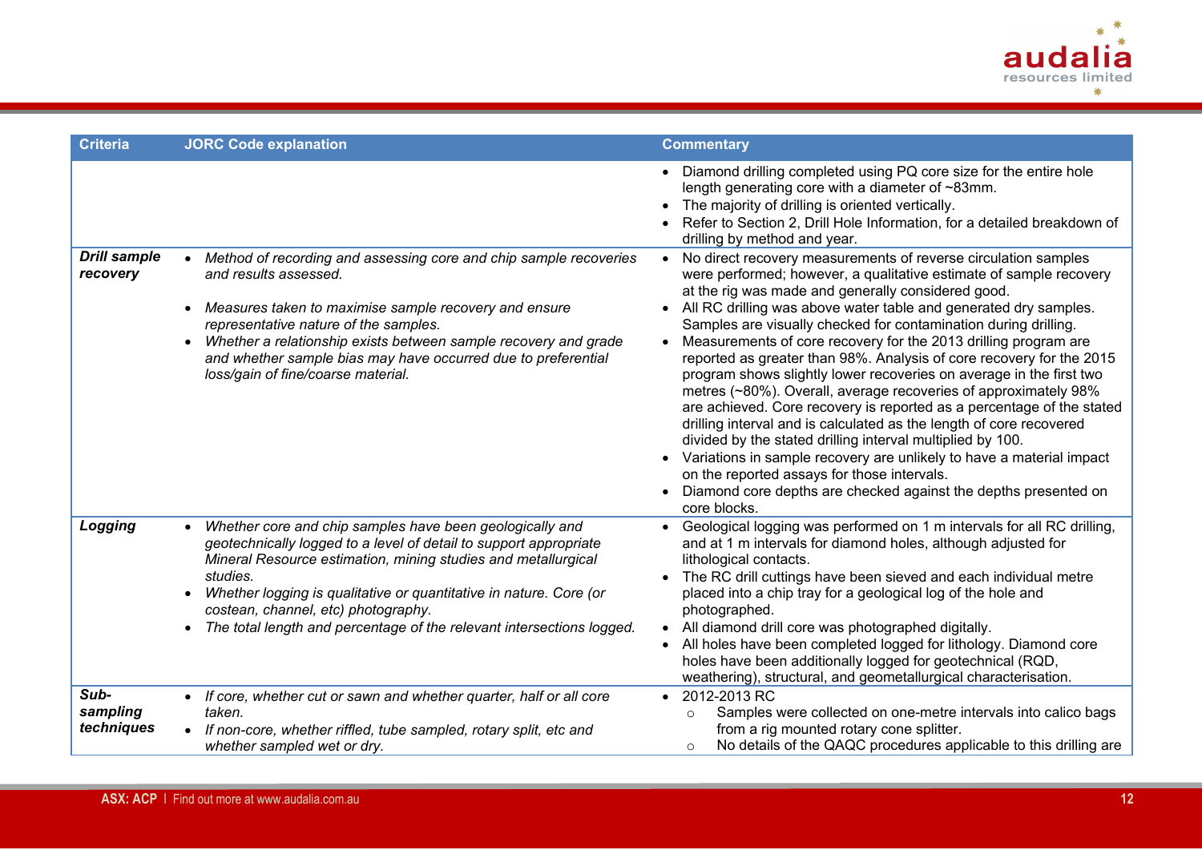| Criteria | JORC Code explanation | Commentary |
|---|---|---|
| | | • Diamond drilling completed using PQ core size for the entire hole length generating core with a diameter of ~83mm.<br>• The majority of drilling is oriented vertically.<br>• Refer to Section 2, Drill Hole Information, for a detailed breakdown of drilling by method and year. |
| ***Drill sample recovery*** | • *Method of recording and assessing core and chip sample recoveries and results assessed.*<br>• *Measures taken to maximise sample recovery and ensure representative nature of the samples.*<br>• *Whether a relationship exists between sample recovery and grade and whether sample bias may have occurred due to preferential loss/gain of fine/coarse material.* | • No direct recovery measurements of reverse circulation samples were performed; however, a qualitative estimate of sample recovery at the rig was made and generally considered good.<br>• All RC drilling was above water table and generated dry samples. Samples are visually checked for contamination during drilling.<br>• Measurements of core recovery for the 2013 drilling program are reported as greater than 98%. Analysis of core recovery for the 2015 program shows slightly lower recoveries on average in the first two metres (~80%). Overall, average recoveries of approximately 98% are achieved. Core recovery is reported as a percentage of the stated drilling interval and is calculated as the length of core recovered divided by the stated drilling interval multiplied by 100.<br>• Variations in sample recovery are unlikely to have a material impact on the reported assays for those intervals.<br>• Diamond core depths are checked against the depths presented on core blocks. |
| ***Logging*** | • *Whether core and chip samples have been geologically and geotechnically logged to a level of detail to support appropriate Mineral Resource estimation, mining studies and metallurgical studies.*<br>• *Whether logging is qualitative or quantitative in nature. Core (or costean, channel, etc) photography.*<br>• *The total length and percentage of the relevant intersections logged.* | • Geological logging was performed on 1 m intervals for all RC drilling, and at 1 m intervals for diamond holes, although adjusted for lithological contacts.<br>• The RC drill cuttings have been sieved and each individual metre placed into a chip tray for a geological log of the hole and photographed.<br>• All diamond drill core was photographed digitally.<br>• All holes have been completed logged for lithology. Diamond core holes have been additionally logged for geotechnical (RQD, weathering), structural, and geometallurgical characterisation. |
| ***Sub-sampling techniques*** | • *If core, whether cut or sawn and whether quarter, half or all core taken.*<br>• *If non-core, whether riffled, tube sampled, rotary split, etc and whether sampled wet or dry.* | • 2012-2013 RC<br>&nbsp;&nbsp;&nbsp;&nbsp;○ Samples were collected on one-metre intervals into calico bags from a rig mounted rotary cone splitter.<br>&nbsp;&nbsp;&nbsp;&nbsp;○ No details of the QAQC procedures applicable to this drilling are |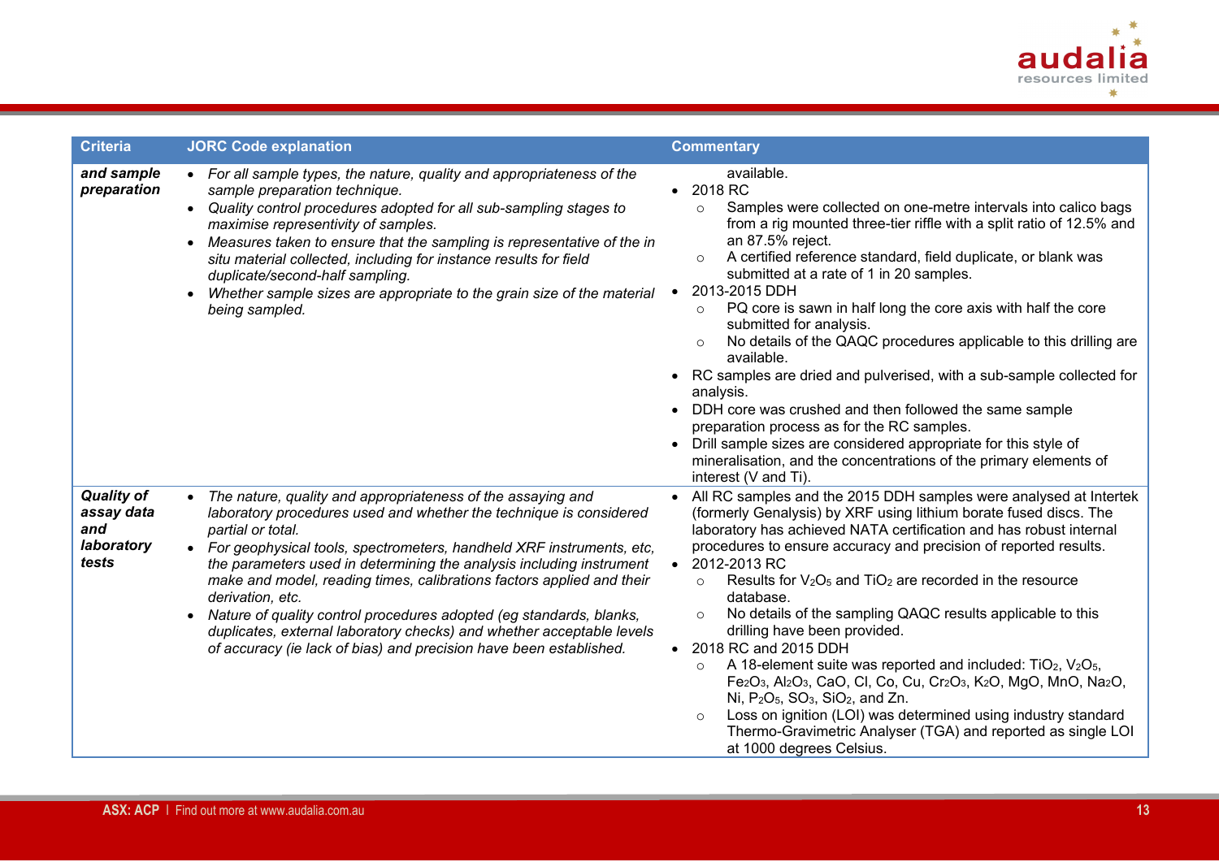| Criteria | JORC Code explanation | Commentary |
|---|---|---|
| ***and sample preparation*** | • *For all sample types, the nature, quality and appropriateness of the sample preparation technique.*<br>• *Quality control procedures adopted for all sub-sampling stages to maximise representivity of samples.*<br>• *Measures taken to ensure that the sampling is representative of the in situ material collected, including for instance results for field duplicate/second-half sampling.*<br>• *Whether sample sizes are appropriate to the grain size of the material being sampled.* | available.<br>• 2018 RC<br>  ○ Samples were collected on one-metre intervals into calico bags from a rig mounted three-tier riffle with a split ratio of 12.5% and an 87.5% reject.<br>  ○ A certified reference standard, field duplicate, or blank was submitted at a rate of 1 in 20 samples.<br>• 2013-2015 DDH<br>  ○ PQ core is sawn in half long the core axis with half the core submitted for analysis.<br>  ○ No details of the QAQC procedures applicable to this drilling are available.<br>• RC samples are dried and pulverised, with a sub-sample collected for analysis.<br>• DDH core was crushed and then followed the same sample preparation process as for the RC samples.<br>• Drill sample sizes are considered appropriate for this style of mineralisation, and the concentrations of the primary elements of interest (V and Ti). |
| ***Quality of assay data and laboratory tests*** | • *The nature, quality and appropriateness of the assaying and laboratory procedures used and whether the technique is considered partial or total.*<br>• *For geophysical tools, spectrometers, handheld XRF instruments, etc, the parameters used in determining the analysis including instrument make and model, reading times, calibrations factors applied and their derivation, etc.*<br>• *Nature of quality control procedures adopted (eg standards, blanks, duplicates, external laboratory checks) and whether acceptable levels of accuracy (ie lack of bias) and precision have been established.* | • All RC samples and the 2015 DDH samples were analysed at Intertek (formerly Genalysis) by XRF using lithium borate fused discs. The laboratory has achieved NATA certification and has robust internal procedures to ensure accuracy and precision of reported results.<br>• 2012-2013 RC<br>  ○ Results for $V_2O_5$ and $TiO_2$ are recorded in the resource database.<br>  ○ No details of the sampling QAQC results applicable to this drilling have been provided.<br>• 2018 RC and 2015 DDH<br>  ○ A 18-element suite was reported and included: $TiO_2$, $V_2O_5$, $Fe_2O_3$, $Al_2O_3$, CaO, Cl, Co, Cu, $Cr_2O_3$, $K_2O$, MgO, MnO, $Na_2O$, Ni, $P_2O_5$, $SO_3$, $SiO_2$, and Zn.<br>  ○ Loss on ignition (LOI) was determined using industry standard Thermo-Gravimetric Analyser (TGA) and reported as single LOI at 1000 degrees Celsius. |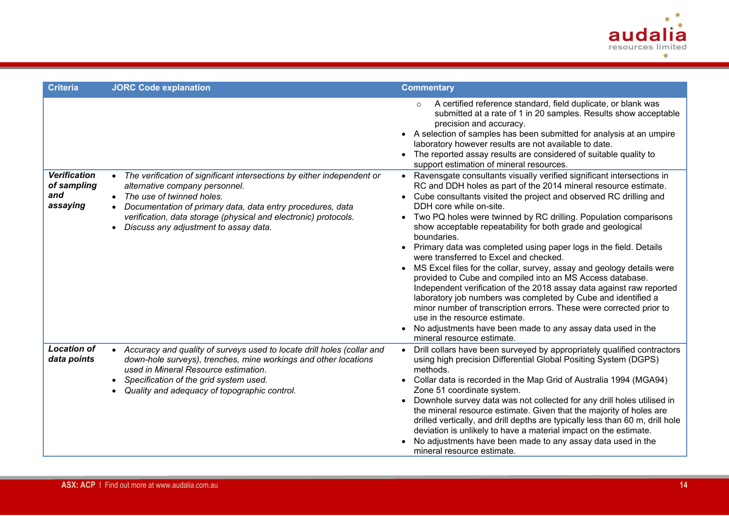| Criteria | JORC Code explanation | Commentary |
|---|---|---|
| | | ○ A certified reference standard, field duplicate, or blank was submitted at a rate of 1 in 20 samples. Results show acceptable precision and accuracy.<br>• A selection of samples has been submitted for analysis at an umpire laboratory however results are not available to date.<br>• The reported assay results are considered of suitable quality to support estimation of mineral resources. |
| ***Verification of sampling and assaying*** | • *The verification of significant intersections by either independent or alternative company personnel.*<br>• *The use of twinned holes.*<br>• *Documentation of primary data, data entry procedures, data verification, data storage (physical and electronic) protocols.*<br>• *Discuss any adjustment to assay data.* | • Ravensgate consultants visually verified significant intersections in RC and DDH holes as part of the 2014 mineral resource estimate.<br>• Cube consultants visited the project and observed RC drilling and DDH core while on-site.<br>• Two PQ holes were twinned by RC drilling. Population comparisons show acceptable repeatability for both grade and geological boundaries.<br>• Primary data was completed using paper logs in the field. Details were transferred to Excel and checked.<br>• MS Excel files for the collar, survey, assay and geology details were provided to Cube and compiled into an MS Access database. Independent verification of the 2018 assay data against raw reported laboratory job numbers was completed by Cube and identified a minor number of transcription errors. These were corrected prior to use in the resource estimate.<br>• No adjustments have been made to any assay data used in the mineral resource estimate. |
| ***Location of data points*** | • *Accuracy and quality of surveys used to locate drill holes (collar and down-hole surveys), trenches, mine workings and other locations used in Mineral Resource estimation.*<br>• *Specification of the grid system used.*<br>• *Quality and adequacy of topographic control.* | • Drill collars have been surveyed by appropriately qualified contractors using high precision Differential Global Positing System (DGPS) methods.<br>• Collar data is recorded in the Map Grid of Australia 1994 (MGA94) Zone 51 coordinate system.<br>• Downhole survey data was not collected for any drill holes utilised in the mineral resource estimate. Given that the majority of holes are drilled vertically, and drill depths are typically less than 60 m, drill hole deviation is unlikely to have a material impact on the estimate.<br>• No adjustments have been made to any assay data used in the mineral resource estimate. |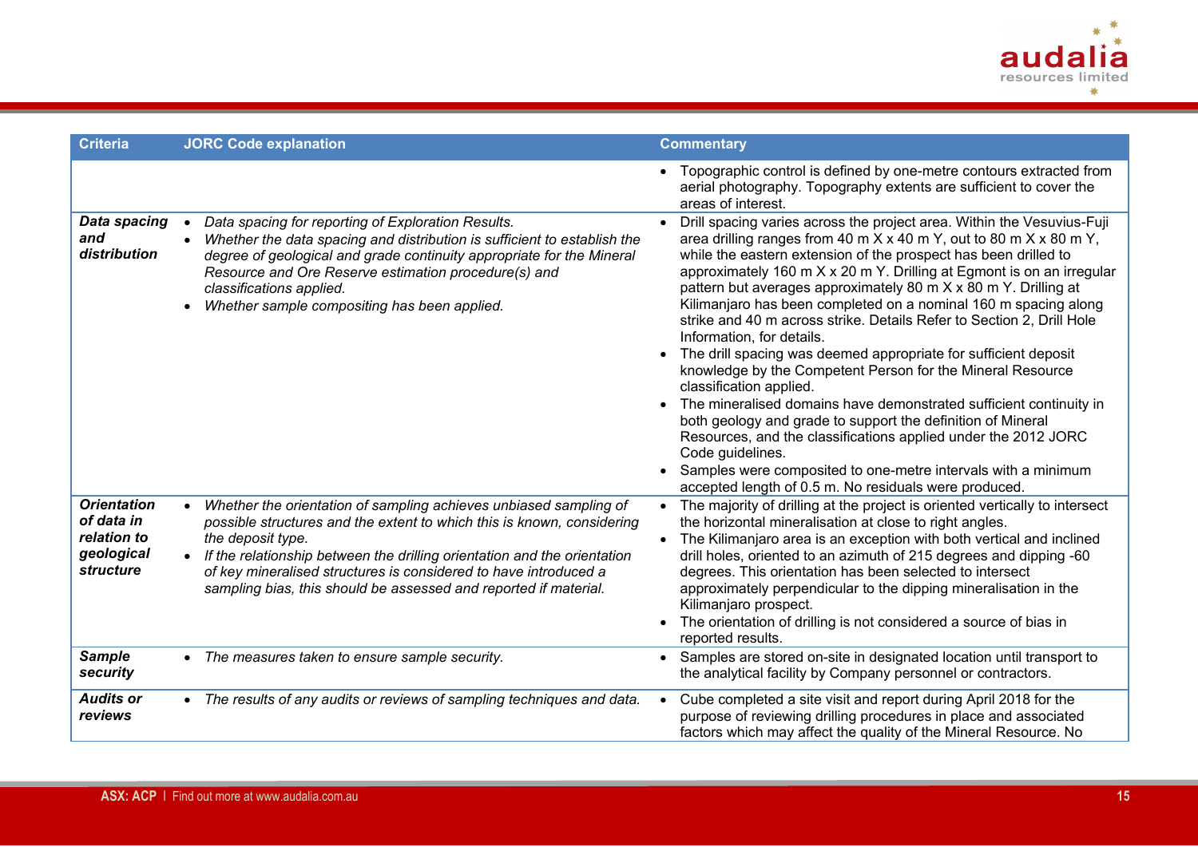| Criteria | JORC Code explanation | Commentary |
|---|---|---|
| | | • Topographic control is defined by one-metre contours extracted from aerial photography. Topography extents are sufficient to cover the areas of interest. |
| ***Data spacing and distribution*** | • *Data spacing for reporting of Exploration Results.*<br>• *Whether the data spacing and distribution is sufficient to establish the degree of geological and grade continuity appropriate for the Mineral Resource and Ore Reserve estimation procedure(s) and classifications applied.*<br>• *Whether sample compositing has been applied.* | • Drill spacing varies across the project area. Within the Vesuvius-Fuji area drilling ranges from 40 m X x 40 m Y, out to 80 m X x 80 m Y, while the eastern extension of the prospect has been drilled to approximately 160 m X x 20 m Y. Drilling at Egmont is on an irregular pattern but averages approximately 80 m X x 80 m Y. Drilling at Kilimanjaro has been completed on a nominal 160 m spacing along strike and 40 m across strike. Details Refer to Section 2, Drill Hole Information, for details.<br>• The drill spacing was deemed appropriate for sufficient deposit knowledge by the Competent Person for the Mineral Resource classification applied.<br>• The mineralised domains have demonstrated sufficient continuity in both geology and grade to support the definition of Mineral Resources, and the classifications applied under the 2012 JORC Code guidelines.<br>• Samples were composited to one-metre intervals with a minimum accepted length of 0.5 m. No residuals were produced. |
| ***Orientation of data in relation to geological structure*** | • *Whether the orientation of sampling achieves unbiased sampling of possible structures and the extent to which this is known, considering the deposit type.*<br>• *If the relationship between the drilling orientation and the orientation of key mineralised structures is considered to have introduced a sampling bias, this should be assessed and reported if material.* | • The majority of drilling at the project is oriented vertically to intersect the horizontal mineralisation at close to right angles.<br>• The Kilimanjaro area is an exception with both vertical and inclined drill holes, oriented to an azimuth of 215 degrees and dipping -60 degrees. This orientation has been selected to intersect approximately perpendicular to the dipping mineralisation in the Kilimanjaro prospect.<br>• The orientation of drilling is not considered a source of bias in reported results. |
| ***Sample security*** | • *The measures taken to ensure sample security.* | • Samples are stored on-site in designated location until transport to the analytical facility by Company personnel or contractors. |
| ***Audits or reviews*** | • *The results of any audits or reviews of sampling techniques and data.* | • Cube completed a site visit and report during April 2018 for the purpose of reviewing drilling procedures in place and associated factors which may affect the quality of the Mineral Resource. No |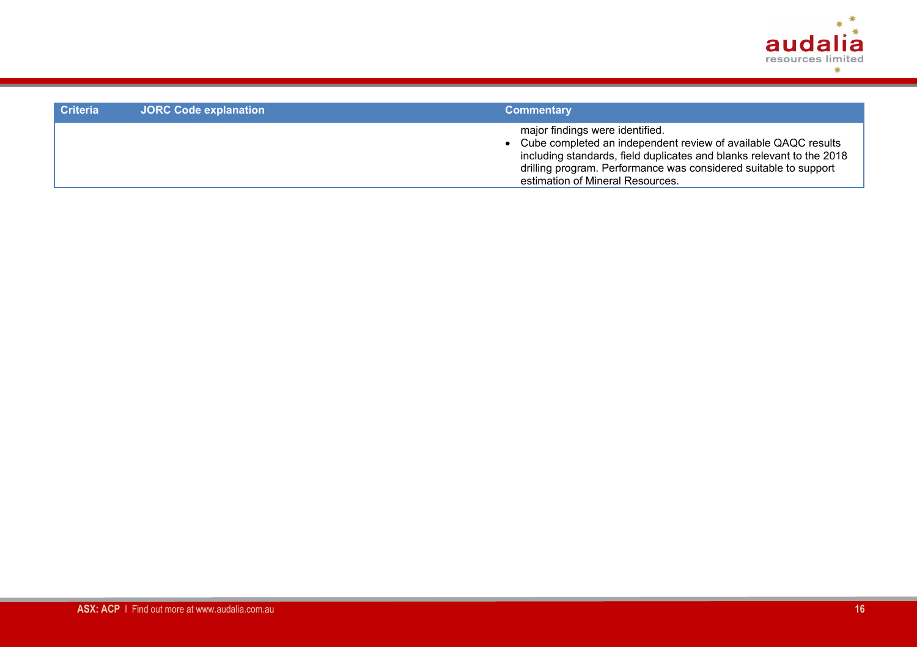| Criteria | JORC Code explanation | Commentary |
| --- | --- | --- |
| | | major findings were identified.<br>• Cube completed an independent review of available QAQC results including standards, field duplicates and blanks relevant to the 2018 drilling program. Performance was considered suitable to support estimation of Mineral Resources. |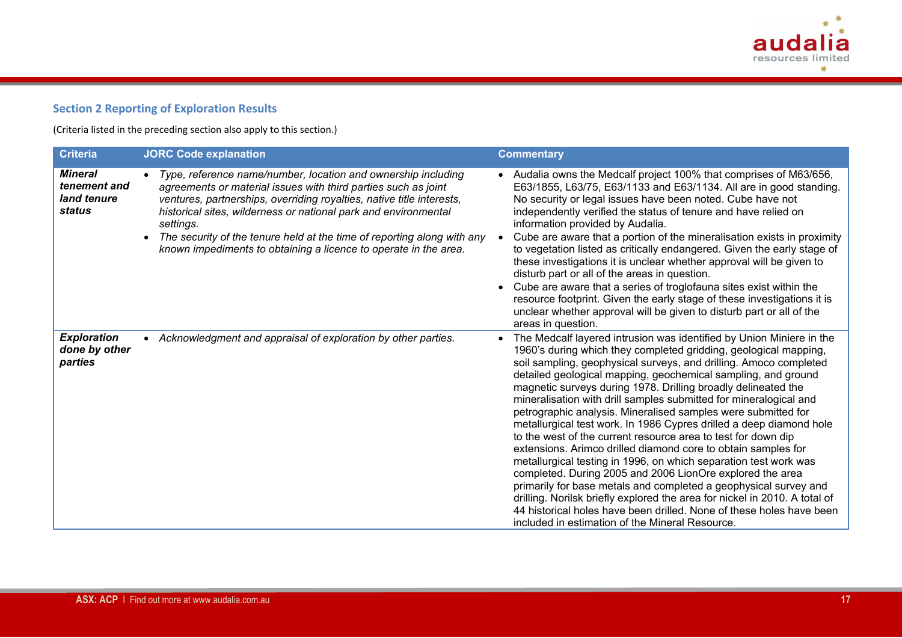## Section 2 Reporting of Exploration Results

(Criteria listed in the preceding section also apply to this section.)

| Criteria | JORC Code explanation | Commentary |
|---|---|---|
| ***Mineral tenement and land tenure status*** | • *Type, reference name/number, location and ownership including agreements or material issues with third parties such as joint ventures, partnerships, overriding royalties, native title interests, historical sites, wilderness or national park and environmental settings.*<br>• *The security of the tenure held at the time of reporting along with any known impediments to obtaining a licence to operate in the area.* | • Audalia owns the Medcalf project 100% that comprises of M63/656, E63/1855, L63/75, E63/1133 and E63/1134. All are in good standing. No security or legal issues have been noted. Cube have not independently verified the status of tenure and have relied on information provided by Audalia.<br>• Cube are aware that a portion of the mineralisation exists in proximity to vegetation listed as critically endangered. Given the early stage of these investigations it is unclear whether approval will be given to disturb part or all of the areas in question.<br>• Cube are aware that a series of troglofauna sites exist within the resource footprint. Given the early stage of these investigations it is unclear whether approval will be given to disturb part or all of the areas in question. |
| ***Exploration done by other parties*** | • *Acknowledgment and appraisal of exploration by other parties.* | • The Medcalf layered intrusion was identified by Union Miniere in the 1960's during which they completed gridding, geological mapping, soil sampling, geophysical surveys, and drilling. Amoco completed detailed geological mapping, geochemical sampling, and ground magnetic surveys during 1978. Drilling broadly delineated the mineralisation with drill samples submitted for mineralogical and petrographic analysis. Mineralised samples were submitted for metallurgical test work. In 1986 Cypres drilled a deep diamond hole to the west of the current resource area to test for down dip extensions. Arimco drilled diamond core to obtain samples for metallurgical testing in 1996, on which separation test work was completed. During 2005 and 2006 LionOre explored the area primarily for base metals and completed a geophysical survey and drilling. Norilsk briefly explored the area for nickel in 2010. A total of 44 historical holes have been drilled. None of these holes have been included in estimation of the Mineral Resource. |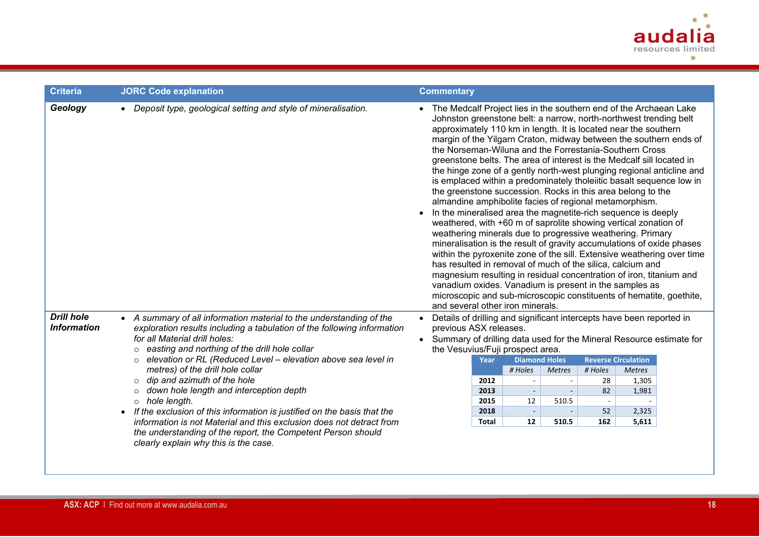| Criteria | JORC Code explanation | Commentary |
|---|---|---|
| ***Geology*** | • *Deposit type, geological setting and style of mineralisation.* | • The Medcalf Project lies in the southern end of the Archaean Lake Johnston greenstone belt: a narrow, north-northwest trending belt approximately 110 km in length. It is located near the southern margin of the Yilgarn Craton, midway between the southern ends of the Norseman-Wiluna and the Forrestania-Southern Cross greenstone belts. The area of interest is the Medcalf sill located in the hinge zone of a gently north-west plunging regional anticline and is emplaced within a predominately tholeiitic basalt sequence low in the greenstone succession. Rocks in this area belong to the almandine amphibolite facies of regional metamorphism.<br>• In the mineralised area the magnetite-rich sequence is deeply weathered, with +60 m of saprolite showing vertical zonation of weathering minerals due to progressive weathering. Primary mineralisation is the result of gravity accumulations of oxide phases within the pyroxenite zone of the sill. Extensive weathering over time has resulted in removal of much of the silica, calcium and magnesium resulting in residual concentration of iron, titanium and vanadium oxides. Vanadium is present in the samples as microscopic and sub-microscopic constituents of hematite, goethite, and several other iron minerals. |
| ***Drill hole Information*** | • *A summary of all information material to the understanding of the exploration results including a tabulation of the following information for all Material drill holes:*<br>○ *easting and northing of the drill hole collar*<br>○ *elevation or RL (Reduced Level – elevation above sea level in metres) of the drill hole collar*<br>○ *dip and azimuth of the hole*<br>○ *down hole length and interception depth*<br>○ *hole length.*<br>• *If the exclusion of this information is justified on the basis that the information is not Material and this exclusion does not detract from the understanding of the report, the Competent Person should clearly explain why this is the case.* | • Details of drilling and significant intercepts have been reported in previous ASX releases.<br>• Summary of drilling data used for the Mineral Resource estimate for the Vesuvius/Fuji prospect area. |

| Year | Diamond Holes | | Reverse Circulation | |
|---|---|---|---|---|
| | *# Holes* | *Metres* | *# Holes* | *Metres* |
| **2012** | - | - | 28 | 1,305 |
| **2013** | - | - | 82 | 1,981 |
| **2015** | 12 | 510.5 | - | - |
| **2018** | - | - | 52 | 2,325 |
| **Total** | **12** | **510.5** | **162** | **5,611** |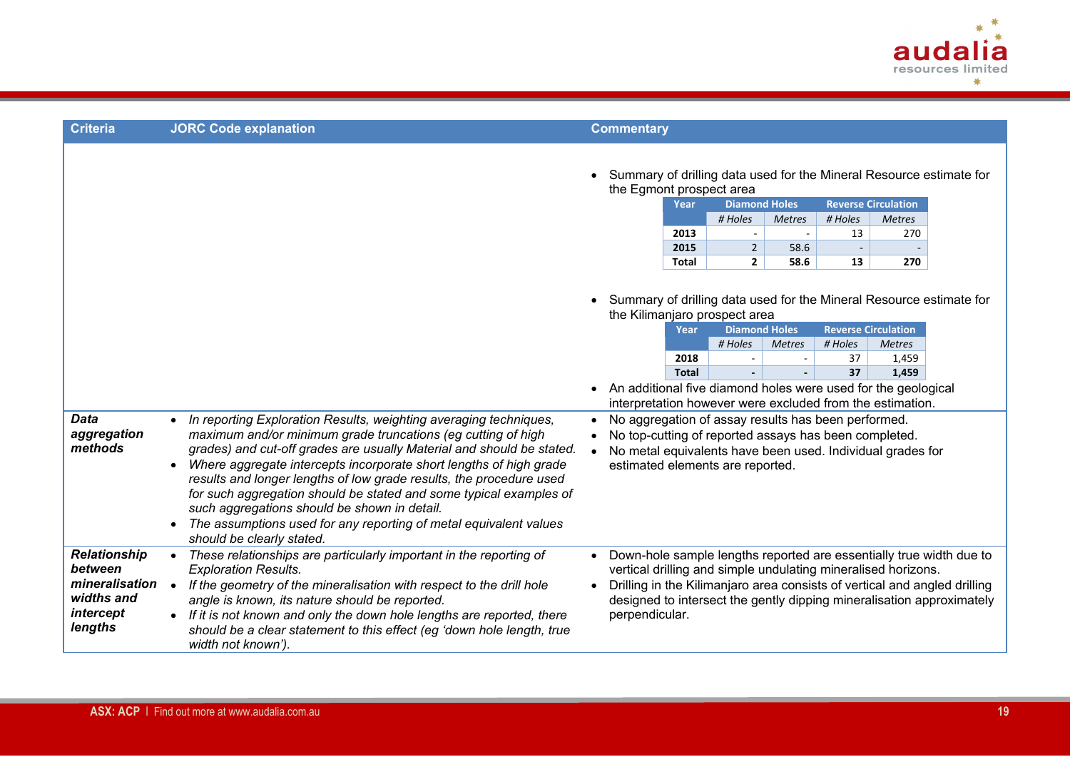| Criteria | JORC Code explanation | Commentary |
|---|---|---|
| | | • Summary of drilling data used for the Mineral Resource estimate for the Egmont prospect area<br><br>(see Table A below)<br><br>• Summary of drilling data used for the Mineral Resource estimate for the Kilimanjaro prospect area<br><br>(see Table B below)<br><br>• An additional five diamond holes were used for the geological interpretation however were excluded from the estimation. |
| ***Data aggregation methods*** | • *In reporting Exploration Results, weighting averaging techniques, maximum and/or minimum grade truncations (eg cutting of high grades) and cut-off grades are usually Material and should be stated.*<br>• *Where aggregate intercepts incorporate short lengths of high grade results and longer lengths of low grade results, the procedure used for such aggregation should be stated and some typical examples of such aggregations should be shown in detail.*<br>• *The assumptions used for any reporting of metal equivalent values should be clearly stated.* | • No aggregation of assay results has been performed.<br>• No top-cutting of reported assays has been completed.<br>• No metal equivalents have been used. Individual grades for estimated elements are reported. |
| ***Relationship between mineralisation widths and intercept lengths*** | • *These relationships are particularly important in the reporting of Exploration Results.*<br>• *If the geometry of the mineralisation with respect to the drill hole angle is known, its nature should be reported.*<br>• *If it is not known and only the down hole lengths are reported, there should be a clear statement to this effect (eg 'down hole length, true width not known').* | • Down-hole sample lengths reported are essentially true width due to vertical drilling and simple undulating mineralised horizons.<br>• Drilling in the Kilimanjaro area consists of vertical and angled drilling designed to intersect the gently dipping mineralisation approximately perpendicular. |

**Table A – Egmont prospect area**

| Year | Diamond Holes | | Reverse Circulation | |
|---|---|---|---|---|
| | *# Holes* | *Metres* | *# Holes* | *Metres* |
| **2013** | - | - | 13 | 270 |
| **2015** | 2 | 58.6 | - | - |
| **Total** | **2** | **58.6** | **13** | **270** |

**Table B – Kilimanjaro prospect area**

| Year | Diamond Holes | | Reverse Circulation | |
|---|---|---|---|---|
| | *# Holes* | *Metres* | *# Holes* | *Metres* |
| **2018** | - | - | 37 | 1,459 |
| **Total** | **-** | **-** | **37** | **1,459** |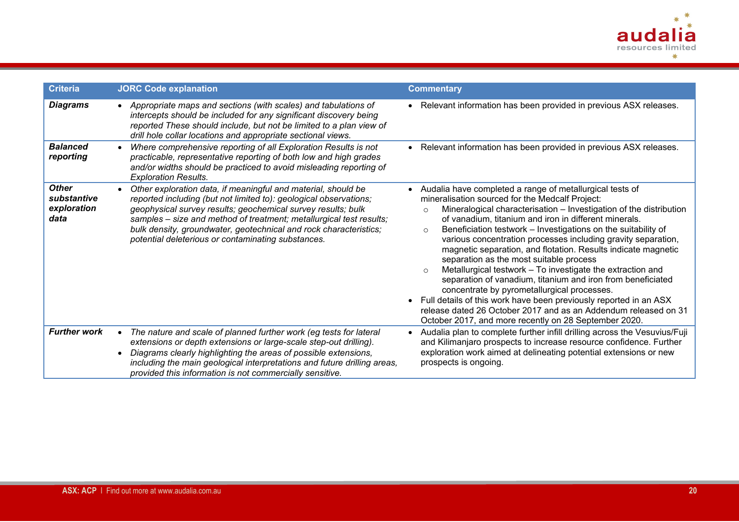| Criteria | JORC Code explanation | Commentary |
|---|---|---|
| ***Diagrams*** | • *Appropriate maps and sections (with scales) and tabulations of intercepts should be included for any significant discovery being reported These should include, but not be limited to a plan view of drill hole collar locations and appropriate sectional views.* | • Relevant information has been provided in previous ASX releases. |
| ***Balanced reporting*** | • *Where comprehensive reporting of all Exploration Results is not practicable, representative reporting of both low and high grades and/or widths should be practiced to avoid misleading reporting of Exploration Results.* | • Relevant information has been provided in previous ASX releases. |
| ***Other substantive exploration data*** | • *Other exploration data, if meaningful and material, should be reported including (but not limited to): geological observations; geophysical survey results; geochemical survey results; bulk samples – size and method of treatment; metallurgical test results; bulk density, groundwater, geotechnical and rock characteristics; potential deleterious or contaminating substances.* | • Audalia have completed a range of metallurgical tests of mineralisation sourced for the Medcalf Project:<br>○ Mineralogical characterisation – Investigation of the distribution of vanadium, titanium and iron in different minerals.<br>○ Beneficiation testwork – Investigations on the suitability of various concentration processes including gravity separation, magnetic separation, and flotation. Results indicate magnetic separation as the most suitable process<br>○ Metallurgical testwork – To investigate the extraction and separation of vanadium, titanium and iron from beneficiated concentrate by pyrometallurgical processes.<br>• Full details of this work have been previously reported in an ASX release dated 26 October 2017 and as an Addendum released on 31 October 2017, and more recently on 28 September 2020. |
| ***Further work*** | • *The nature and scale of planned further work (eg tests for lateral extensions or depth extensions or large-scale step-out drilling).*<br>• *Diagrams clearly highlighting the areas of possible extensions, including the main geological interpretations and future drilling areas, provided this information is not commercially sensitive.* | • Audalia plan to complete further infill drilling across the Vesuvius/Fuji and Kilimanjaro prospects to increase resource confidence. Further exploration work aimed at delineating potential extensions or new prospects is ongoing. |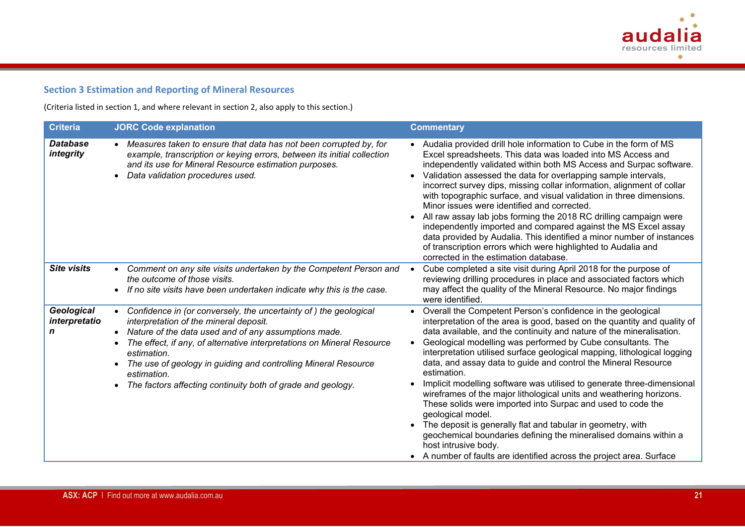## Section 3 Estimation and Reporting of Mineral Resources

(Criteria listed in section 1, and where relevant in section 2, also apply to this section.)

| Criteria | JORC Code explanation | Commentary |
|---|---|---|
| ***Database integrity*** | • *Measures taken to ensure that data has not been corrupted by, for example, transcription or keying errors, between its initial collection and its use for Mineral Resource estimation purposes.*<br>• *Data validation procedures used.* | • Audalia provided drill hole information to Cube in the form of MS Excel spreadsheets. This data was loaded into MS Access and independently validated within both MS Access and Surpac software.<br>• Validation assessed the data for overlapping sample intervals, incorrect survey dips, missing collar information, alignment of collar with topographic surface, and visual validation in three dimensions. Minor issues were identified and corrected.<br>• All raw assay lab jobs forming the 2018 RC drilling campaign were independently imported and compared against the MS Excel assay data provided by Audalia. This identified a minor number of instances of transcription errors which were highlighted to Audalia and corrected in the estimation database. |
| ***Site visits*** | • *Comment on any site visits undertaken by the Competent Person and the outcome of those visits.*<br>• *If no site visits have been undertaken indicate why this is the case.* | • Cube completed a site visit during April 2018 for the purpose of reviewing drilling procedures in place and associated factors which may affect the quality of the Mineral Resource. No major findings were identified. |
| ***Geological interpretation*** | • *Confidence in (or conversely, the uncertainty of ) the geological interpretation of the mineral deposit.*<br>• *Nature of the data used and of any assumptions made.*<br>• *The effect, if any, of alternative interpretations on Mineral Resource estimation.*<br>• *The use of geology in guiding and controlling Mineral Resource estimation.*<br>• *The factors affecting continuity both of grade and geology.* | • Overall the Competent Person's confidence in the geological interpretation of the area is good, based on the quantity and quality of data available, and the continuity and nature of the mineralisation.<br>• Geological modelling was performed by Cube consultants. The interpretation utilised surface geological mapping, lithological logging data, and assay data to guide and control the Mineral Resource estimation.<br>• Implicit modelling software was utilised to generate three-dimensional wireframes of the major lithological units and weathering horizons. These solids were imported into Surpac and used to code the geological model.<br>• The deposit is generally flat and tabular in geometry, with geochemical boundaries defining the mineralised domains within a host intrusive body.<br>• A number of faults are identified across the project area. Surface |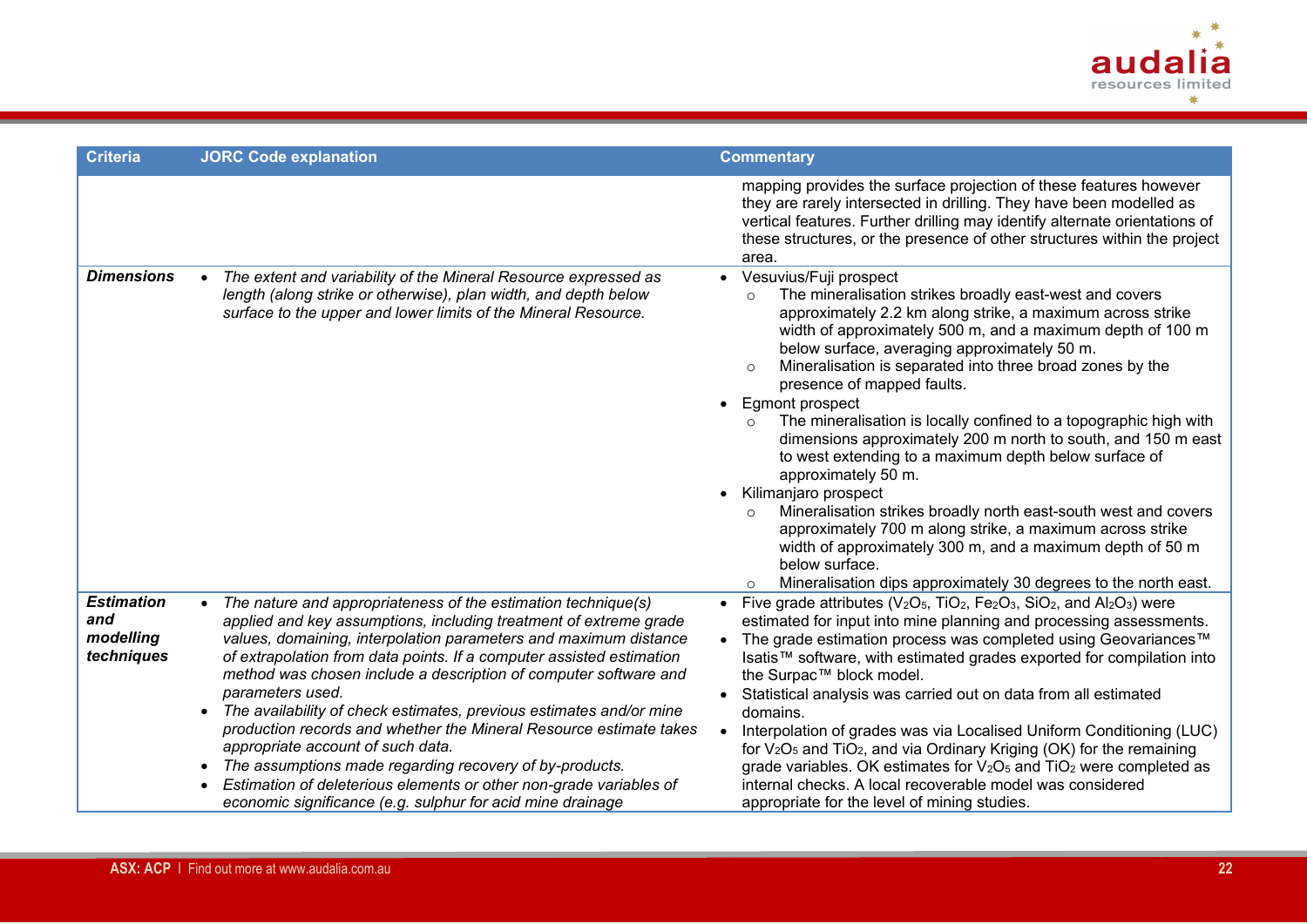| Criteria | JORC Code explanation | Commentary |
|---|---|---|
| | | mapping provides the surface projection of these features however they are rarely intersected in drilling. They have been modelled as vertical features. Further drilling may identify alternate orientations of these structures, or the presence of other structures within the project area. |
| ***Dimensions*** | • *The extent and variability of the Mineral Resource expressed as length (along strike or otherwise), plan width, and depth below surface to the upper and lower limits of the Mineral Resource.* | • Vesuvius/Fuji prospect<br>&nbsp;&nbsp;○ The mineralisation strikes broadly east-west and covers approximately 2.2 km along strike, a maximum across strike width of approximately 500 m, and a maximum depth of 100 m below surface, averaging approximately 50 m.<br>&nbsp;&nbsp;○ Mineralisation is separated into three broad zones by the presence of mapped faults.<br>• Egmont prospect<br>&nbsp;&nbsp;○ The mineralisation is locally confined to a topographic high with dimensions approximately 200 m north to south, and 150 m east to west extending to a maximum depth below surface of approximately 50 m.<br>• Kilimanjaro prospect<br>&nbsp;&nbsp;○ Mineralisation strikes broadly north east-south west and covers approximately 700 m along strike, a maximum across strike width of approximately 300 m, and a maximum depth of 50 m below surface.<br>&nbsp;&nbsp;○ Mineralisation dips approximately 30 degrees to the north east. |
| ***Estimation and modelling techniques*** | • *The nature and appropriateness of the estimation technique(s) applied and key assumptions, including treatment of extreme grade values, domaining, interpolation parameters and maximum distance of extrapolation from data points. If a computer assisted estimation method was chosen include a description of computer software and parameters used.*<br>• *The availability of check estimates, previous estimates and/or mine production records and whether the Mineral Resource estimate takes appropriate account of such data.*<br>• *The assumptions made regarding recovery of by-products.*<br>• *Estimation of deleterious elements or other non-grade variables of economic significance (e.g. sulphur for acid mine drainage* | • Five grade attributes ($V_2O_5$, $TiO_2$, $Fe_2O_3$, $SiO_2$, and $Al_2O_3$) were estimated for input into mine planning and processing assessments.<br>• The grade estimation process was completed using Geovariances™ Isatis™ software, with estimated grades exported for compilation into the Surpac™ block model.<br>• Statistical analysis was carried out on data from all estimated domains.<br>• Interpolation of grades was via Localised Uniform Conditioning (LUC) for $V_2O_5$ and $TiO_2$, and via Ordinary Kriging (OK) for the remaining grade variables. OK estimates for $V_2O_5$ and $TiO_2$ were completed as internal checks. A local recoverable model was considered appropriate for the level of mining studies. |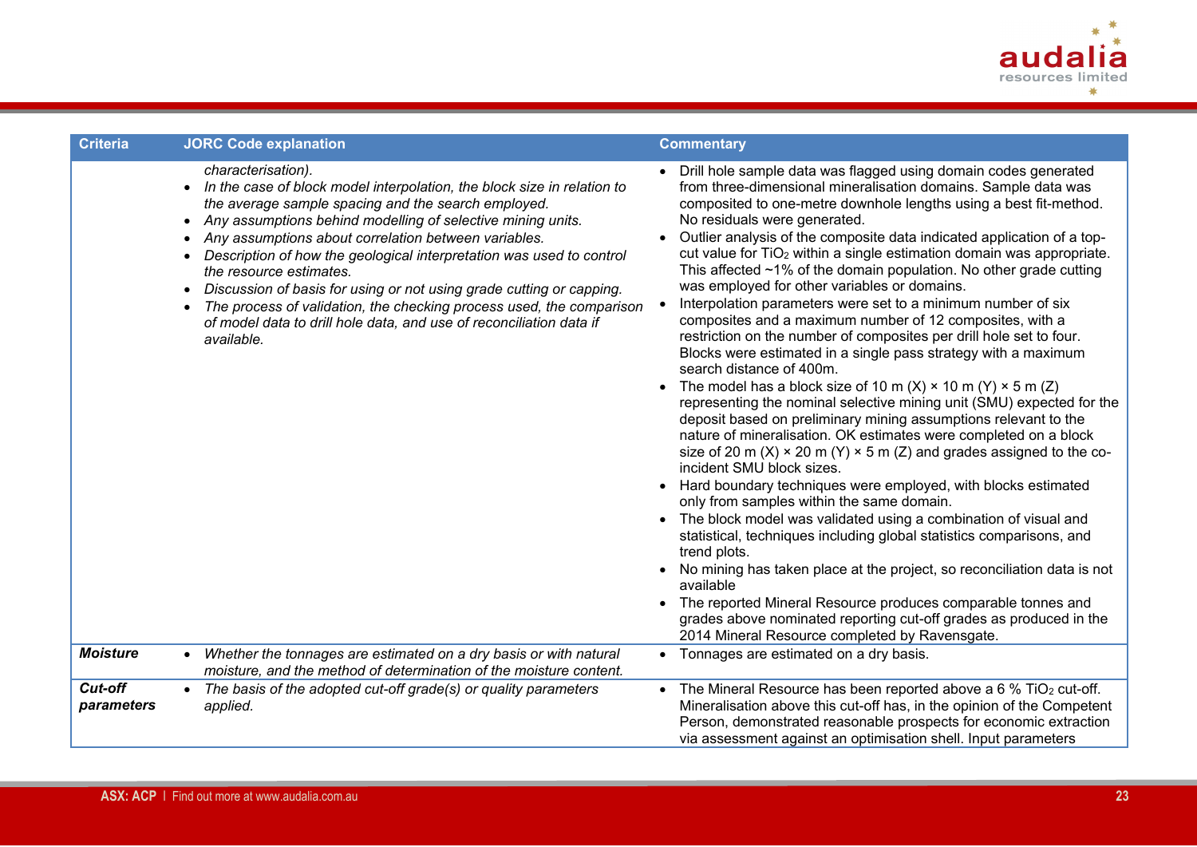| Criteria | JORC Code explanation | Commentary |
|---|---|---|
| | *characterisation).* <br>• *In the case of block model interpolation, the block size in relation to the average sample spacing and the search employed.* <br>• *Any assumptions behind modelling of selective mining units.* <br>• *Any assumptions about correlation between variables.* <br>• *Description of how the geological interpretation was used to control the resource estimates.* <br>• *Discussion of basis for using or not using grade cutting or capping.* <br>• *The process of validation, the checking process used, the comparison of model data to drill hole data, and use of reconciliation data if available.* | • Drill hole sample data was flagged using domain codes generated from three-dimensional mineralisation domains. Sample data was composited to one-metre downhole lengths using a best fit-method. No residuals were generated. <br>• Outlier analysis of the composite data indicated application of a top-cut value for $TiO_2$ within a single estimation domain was appropriate. This affected ~1% of the domain population. No other grade cutting was employed for other variables or domains. <br>• Interpolation parameters were set to a minimum number of six composites and a maximum number of 12 composites, with a restriction on the number of composites per drill hole set to four. Blocks were estimated in a single pass strategy with a maximum search distance of 400m. <br>• The model has a block size of 10 m (X) × 10 m (Y) × 5 m (Z) representing the nominal selective mining unit (SMU) expected for the deposit based on preliminary mining assumptions relevant to the nature of mineralisation. OK estimates were completed on a block size of 20 m (X) × 20 m (Y) × 5 m (Z) and grades assigned to the co-incident SMU block sizes. <br>• Hard boundary techniques were employed, with blocks estimated only from samples within the same domain. <br>• The block model was validated using a combination of visual and statistical, techniques including global statistics comparisons, and trend plots. <br>• No mining has taken place at the project, so reconciliation data is not available <br>• The reported Mineral Resource produces comparable tonnes and grades above nominated reporting cut-off grades as produced in the 2014 Mineral Resource completed by Ravensgate. |
| ***Moisture*** | • *Whether the tonnages are estimated on a dry basis or with natural moisture, and the method of determination of the moisture content.* | • Tonnages are estimated on a dry basis. |
| ***Cut-off parameters*** | • *The basis of the adopted cut-off grade(s) or quality parameters applied.* | • The Mineral Resource has been reported above a 6 % $TiO_2$ cut-off. Mineralisation above this cut-off has, in the opinion of the Competent Person, demonstrated reasonable prospects for economic extraction via assessment against an optimisation shell. Input parameters |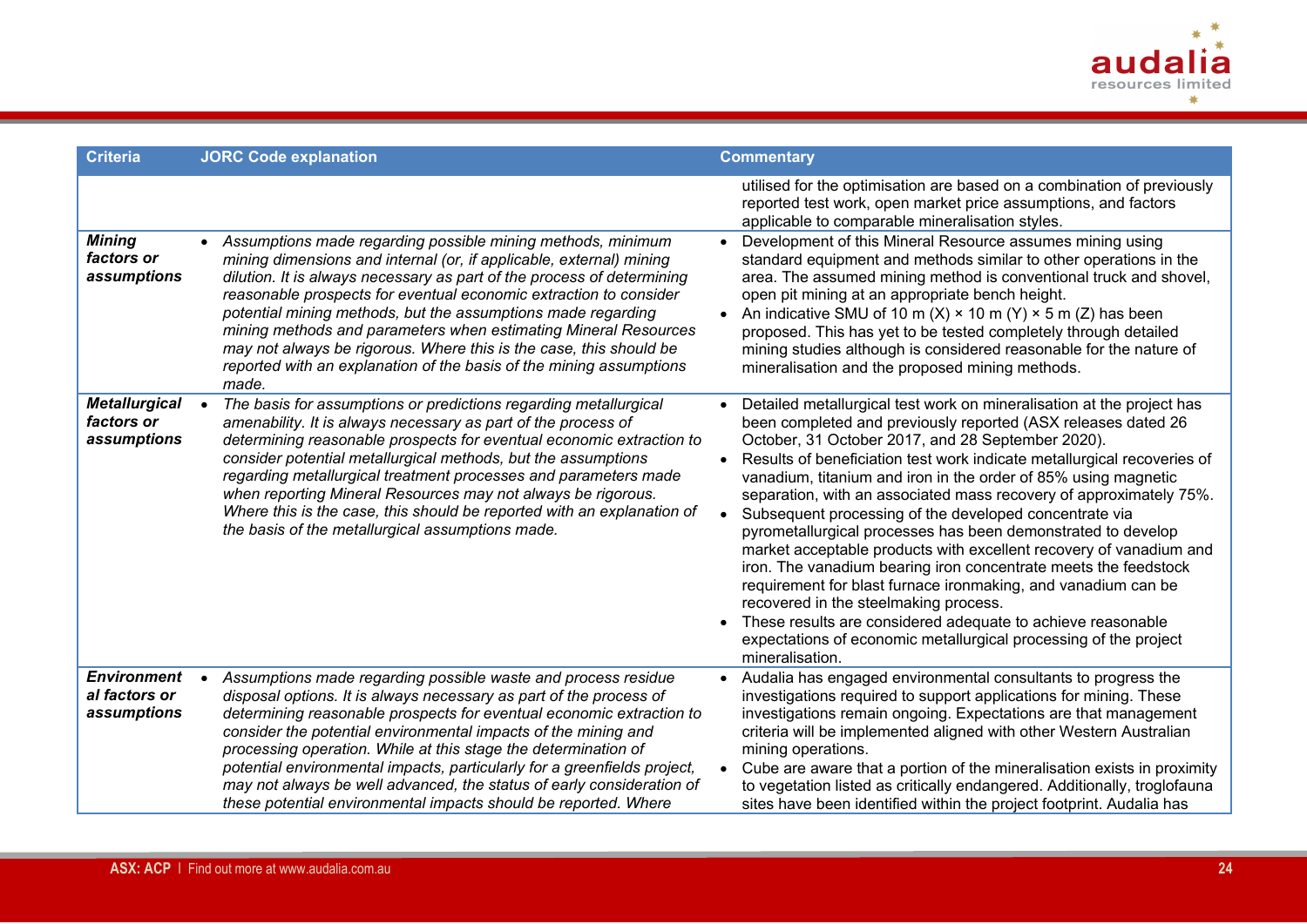| Criteria | JORC Code explanation | Commentary |
|---|---|---|
| | | utilised for the optimisation are based on a combination of previously reported test work, open market price assumptions, and factors applicable to comparable mineralisation styles. |
| ***Mining factors or assumptions*** | • *Assumptions made regarding possible mining methods, minimum mining dimensions and internal (or, if applicable, external) mining dilution. It is always necessary as part of the process of determining reasonable prospects for eventual economic extraction to consider potential mining methods, but the assumptions made regarding mining methods and parameters when estimating Mineral Resources may not always be rigorous. Where this is the case, this should be reported with an explanation of the basis of the mining assumptions made.* | • Development of this Mineral Resource assumes mining using standard equipment and methods similar to other operations in the area. The assumed mining method is conventional truck and shovel, open pit mining at an appropriate bench height.<br>• An indicative SMU of 10 m (X) × 10 m (Y) × 5 m (Z) has been proposed. This has yet to be tested completely through detailed mining studies although is considered reasonable for the nature of mineralisation and the proposed mining methods. |
| ***Metallurgical factors or assumptions*** | • *The basis for assumptions or predictions regarding metallurgical amenability. It is always necessary as part of the process of determining reasonable prospects for eventual economic extraction to consider potential metallurgical methods, but the assumptions regarding metallurgical treatment processes and parameters made when reporting Mineral Resources may not always be rigorous. Where this is the case, this should be reported with an explanation of the basis of the metallurgical assumptions made.* | • Detailed metallurgical test work on mineralisation at the project has been completed and previously reported (ASX releases dated 26 October, 31 October 2017, and 28 September 2020).<br>• Results of beneficiation test work indicate metallurgical recoveries of vanadium, titanium and iron in the order of 85% using magnetic separation, with an associated mass recovery of approximately 75%.<br>• Subsequent processing of the developed concentrate via pyrometallurgical processes has been demonstrated to develop market acceptable products with excellent recovery of vanadium and iron. The vanadium bearing iron concentrate meets the feedstock requirement for blast furnace ironmaking, and vanadium can be recovered in the steelmaking process.<br>• These results are considered adequate to achieve reasonable expectations of economic metallurgical processing of the project mineralisation. |
| ***Environmental factors or assumptions*** | • *Assumptions made regarding possible waste and process residue disposal options. It is always necessary as part of the process of determining reasonable prospects for eventual economic extraction to consider the potential environmental impacts of the mining and processing operation. While at this stage the determination of potential environmental impacts, particularly for a greenfields project, may not always be well advanced, the status of early consideration of these potential environmental impacts should be reported. Where* | • Audalia has engaged environmental consultants to progress the investigations required to support applications for mining. These investigations remain ongoing. Expectations are that management criteria will be implemented aligned with other Western Australian mining operations.<br>• Cube are aware that a portion of the mineralisation exists in proximity to vegetation listed as critically endangered. Additionally, troglofauna sites have been identified within the project footprint. Audalia has |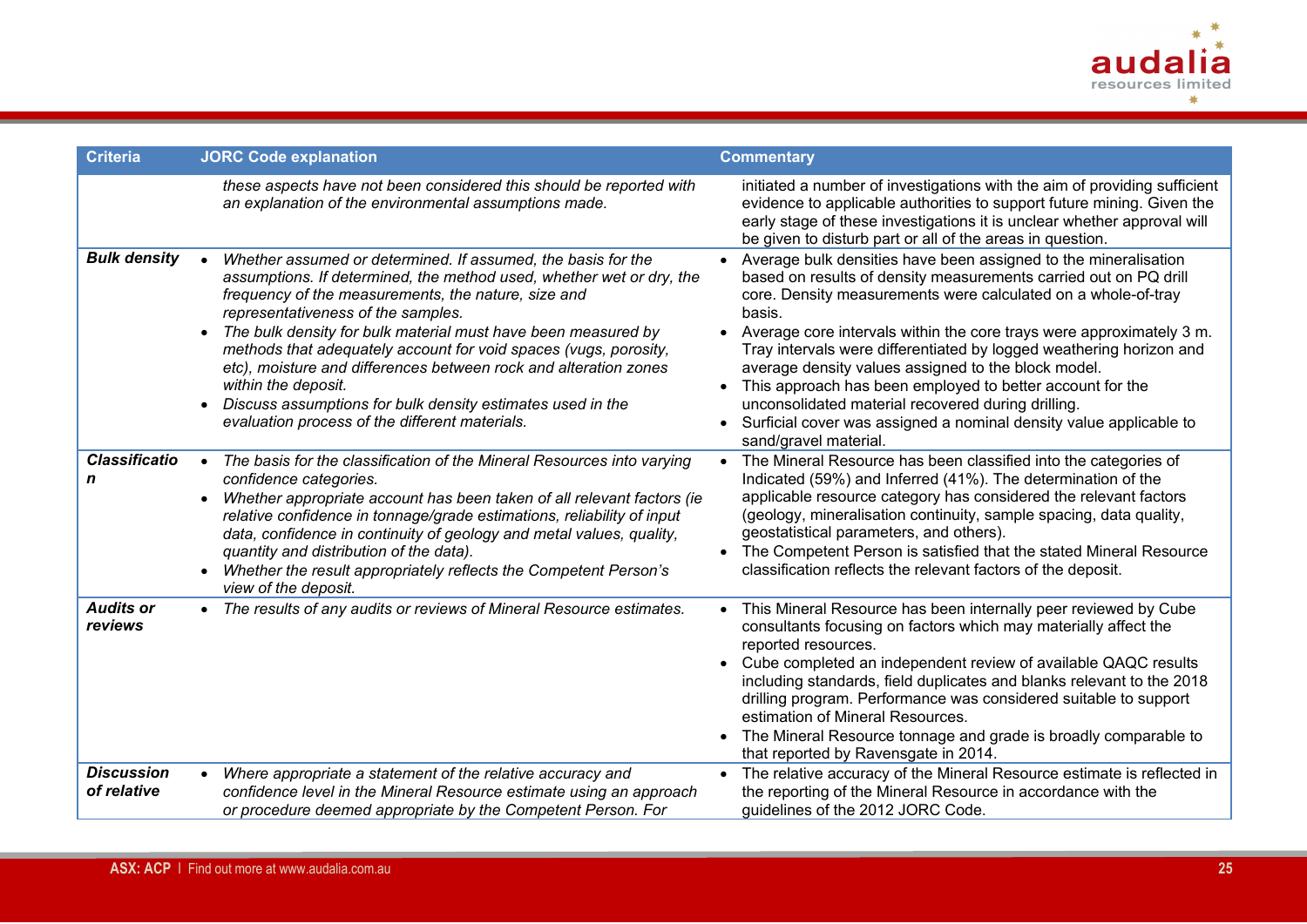| Criteria | JORC Code explanation | Commentary |
|---|---|---|
| | *these aspects have not been considered this should be reported with an explanation of the environmental assumptions made.* | initiated a number of investigations with the aim of providing sufficient evidence to applicable authorities to support future mining. Given the early stage of these investigations it is unclear whether approval will be given to disturb part or all of the areas in question. |
| ***Bulk density*** | • *Whether assumed or determined. If assumed, the basis for the assumptions. If determined, the method used, whether wet or dry, the frequency of the measurements, the nature, size and representativeness of the samples.*<br>• *The bulk density for bulk material must have been measured by methods that adequately account for void spaces (vugs, porosity, etc), moisture and differences between rock and alteration zones within the deposit.*<br>• *Discuss assumptions for bulk density estimates used in the evaluation process of the different materials.* | • Average bulk densities have been assigned to the mineralisation based on results of density measurements carried out on PQ drill core. Density measurements were calculated on a whole-of-tray basis.<br>• Average core intervals within the core trays were approximately 3 m. Tray intervals were differentiated by logged weathering horizon and average density values assigned to the block model.<br>• This approach has been employed to better account for the unconsolidated material recovered during drilling.<br>• Surficial cover was assigned a nominal density value applicable to sand/gravel material. |
| ***Classification*** | • *The basis for the classification of the Mineral Resources into varying confidence categories.*<br>• *Whether appropriate account has been taken of all relevant factors (ie relative confidence in tonnage/grade estimations, reliability of input data, confidence in continuity of geology and metal values, quality, quantity and distribution of the data).*<br>• *Whether the result appropriately reflects the Competent Person's view of the deposit.* | • The Mineral Resource has been classified into the categories of Indicated (59%) and Inferred (41%). The determination of the applicable resource category has considered the relevant factors (geology, mineralisation continuity, sample spacing, data quality, geostatistical parameters, and others).<br>• The Competent Person is satisfied that the stated Mineral Resource classification reflects the relevant factors of the deposit. |
| ***Audits or reviews*** | • *The results of any audits or reviews of Mineral Resource estimates.* | • This Mineral Resource has been internally peer reviewed by Cube consultants focusing on factors which may materially affect the reported resources.<br>• Cube completed an independent review of available QAQC results including standards, field duplicates and blanks relevant to the 2018 drilling program. Performance was considered suitable to support estimation of Mineral Resources.<br>• The Mineral Resource tonnage and grade is broadly comparable to that reported by Ravensgate in 2014. |
| ***Discussion of relative*** | • *Where appropriate a statement of the relative accuracy and confidence level in the Mineral Resource estimate using an approach or procedure deemed appropriate by the Competent Person. For* | • The relative accuracy of the Mineral Resource estimate is reflected in the reporting of the Mineral Resource in accordance with the guidelines of the 2012 JORC Code. |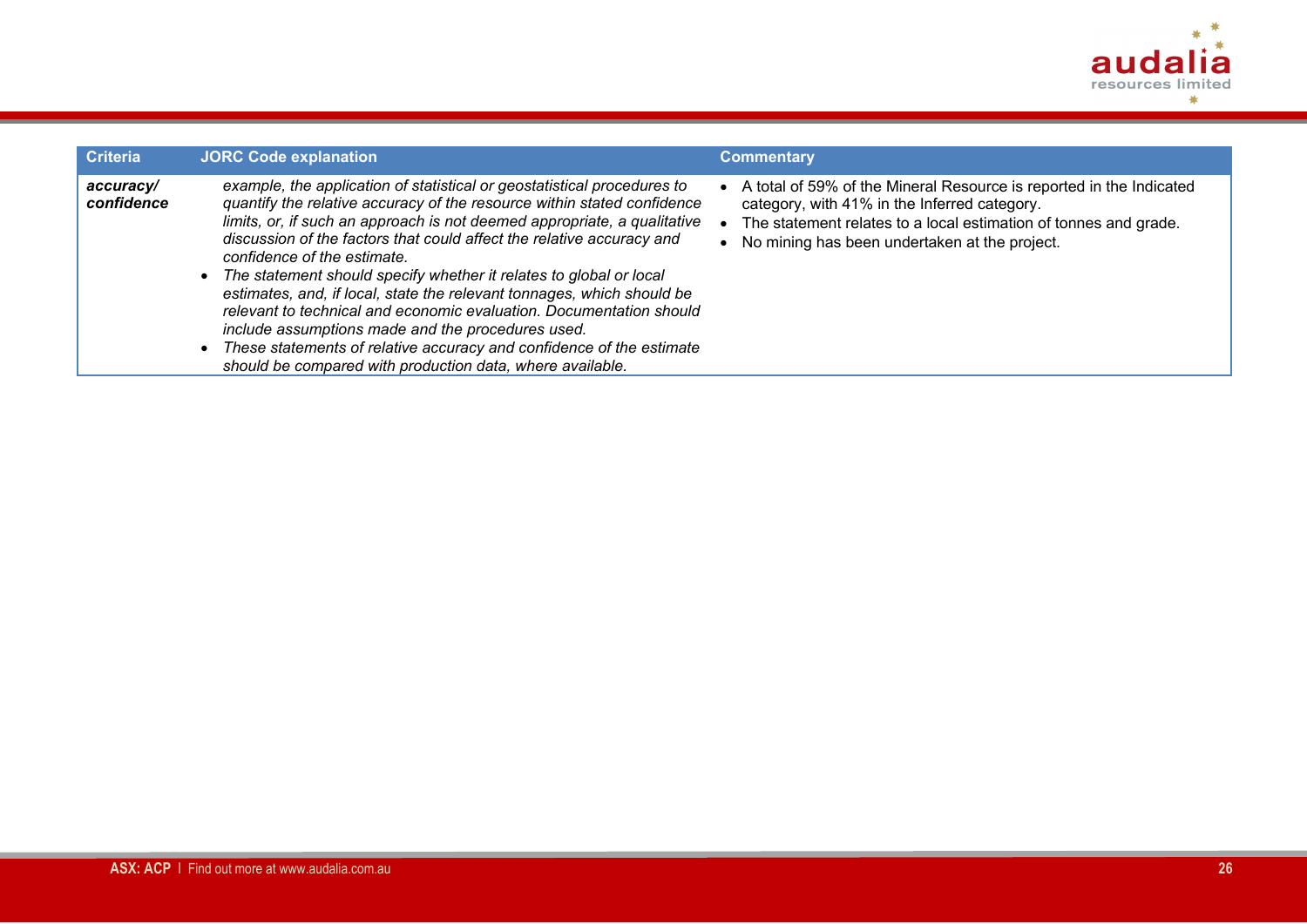| Criteria | JORC Code explanation | Commentary |
| --- | --- | --- |
| ***accuracy/ confidence*** | *example, the application of statistical or geostatistical procedures to quantify the relative accuracy of the resource within stated confidence limits, or, if such an approach is not deemed appropriate, a qualitative discussion of the factors that could affect the relative accuracy and confidence of the estimate.*<br>• *The statement should specify whether it relates to global or local estimates, and, if local, state the relevant tonnages, which should be relevant to technical and economic evaluation. Documentation should include assumptions made and the procedures used.*<br>• *These statements of relative accuracy and confidence of the estimate should be compared with production data, where available.* | • A total of 59% of the Mineral Resource is reported in the Indicated category, with 41% in the Inferred category.<br>• The statement relates to a local estimation of tonnes and grade.<br>• No mining has been undertaken at the project. |